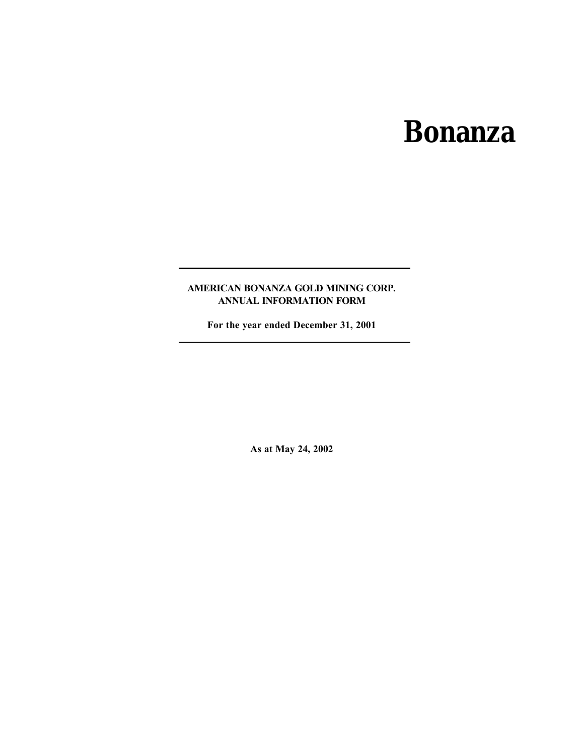# Bonanza

---

**AMERICAN BONANZA GOLD MINING CORP.**
**ANNUAL INFORMATION FORM**

**For the year ended December 31, 2001**

---

**As at May 24, 2002**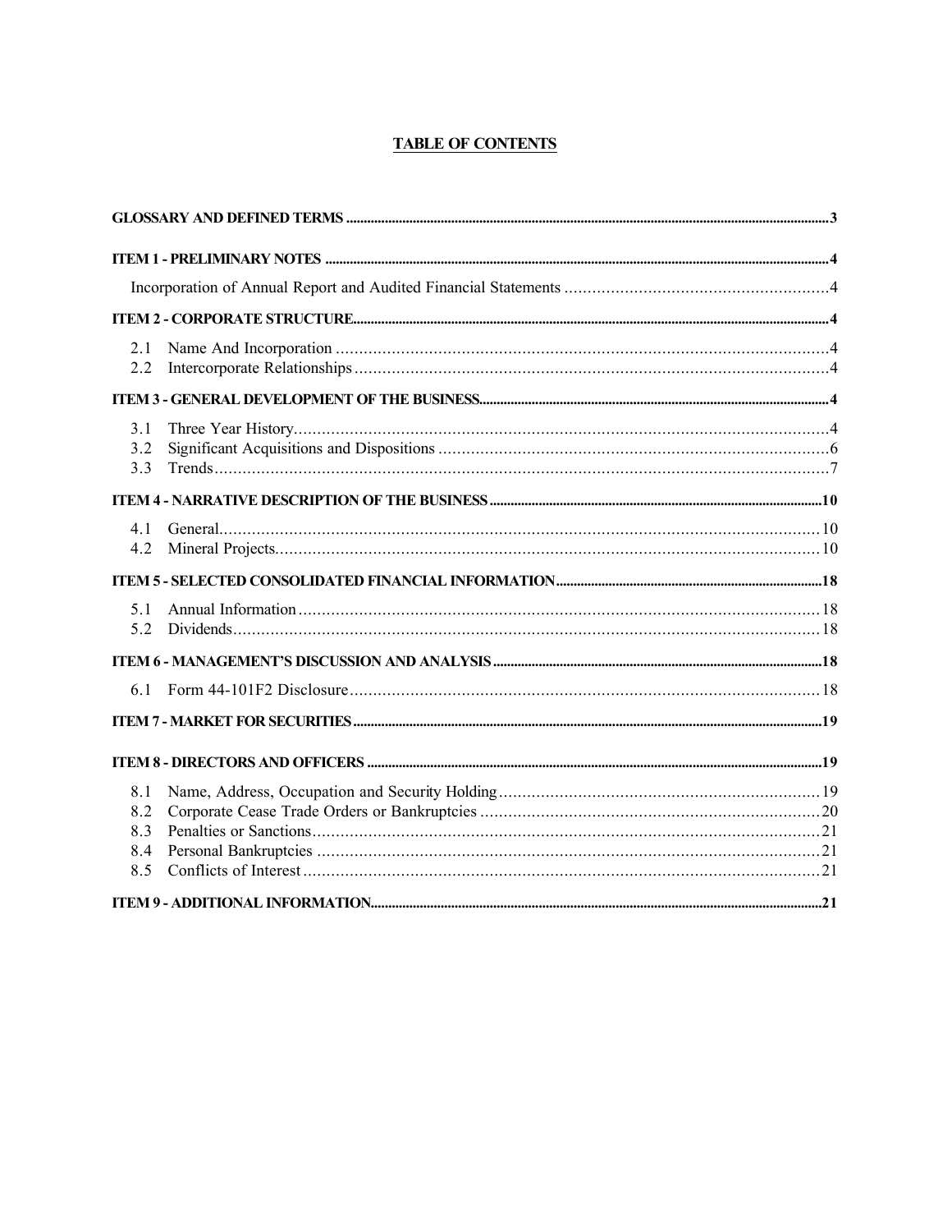# TABLE OF CONTENTS

| | | |
|---|---|---|
| **GLOSSARY AND DEFINED TERMS** | | **3** |
| **ITEM 1 - PRELIMINARY NOTES** | | **4** |
| | Incorporation of Annual Report and Audited Financial Statements | 4 |
| **ITEM 2 - CORPORATE STRUCTURE** | | **4** |
| 2.1 | Name And Incorporation | 4 |
| 2.2 | Intercorporate Relationships | 4 |
| **ITEM 3 - GENERAL DEVELOPMENT OF THE BUSINESS** | | **4** |
| 3.1 | Three Year History | 4 |
| 3.2 | Significant Acquisitions and Dispositions | 6 |
| 3.3 | Trends | 7 |
| **ITEM 4 - NARRATIVE DESCRIPTION OF THE BUSINESS** | | **10** |
| 4.1 | General | 10 |
| 4.2 | Mineral Projects | 10 |
| **ITEM 5 - SELECTED CONSOLIDATED FINANCIAL INFORMATION** | | **18** |
| 5.1 | Annual Information | 18 |
| 5.2 | Dividends | 18 |
| **ITEM 6 - MANAGEMENT'S DISCUSSION AND ANALYSIS** | | **18** |
| 6.1 | Form 44-101F2 Disclosure | 18 |
| **ITEM 7 - MARKET FOR SECURITIES** | | **19** |
| **ITEM 8 - DIRECTORS AND OFFICERS** | | **19** |
| 8.1 | Name, Address, Occupation and Security Holding | 19 |
| 8.2 | Corporate Cease Trade Orders or Bankruptcies | 20 |
| 8.3 | Penalties or Sanctions | 21 |
| 8.4 | Personal Bankruptcies | 21 |
| 8.5 | Conflicts of Interest | 21 |
| **ITEM 9 - ADDITIONAL INFORMATION** | | **21** |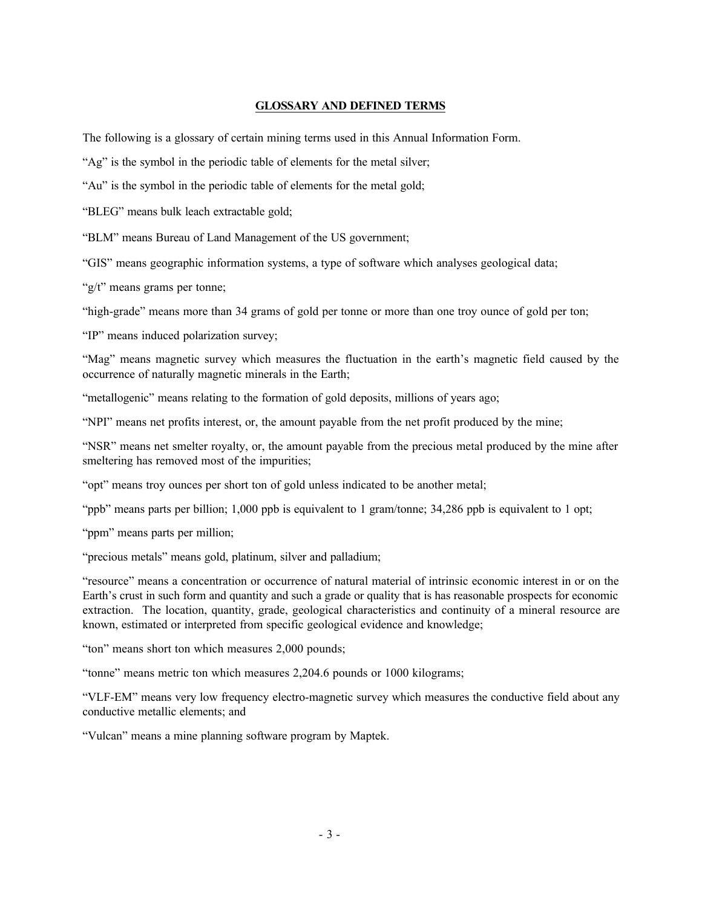## GLOSSARY AND DEFINED TERMS

The following is a glossary of certain mining terms used in this Annual Information Form.

"Ag" is the symbol in the periodic table of elements for the metal silver;

"Au" is the symbol in the periodic table of elements for the metal gold;

"BLEG" means bulk leach extractable gold;

"BLM" means Bureau of Land Management of the US government;

"GIS" means geographic information systems, a type of software which analyses geological data;

"g/t" means grams per tonne;

"high-grade" means more than 34 grams of gold per tonne or more than one troy ounce of gold per ton;

"IP" means induced polarization survey;

"Mag" means magnetic survey which measures the fluctuation in the earth's magnetic field caused by the occurrence of naturally magnetic minerals in the Earth;

"metallogenic" means relating to the formation of gold deposits, millions of years ago;

"NPI" means net profits interest, or, the amount payable from the net profit produced by the mine;

"NSR" means net smelter royalty, or, the amount payable from the precious metal produced by the mine after smeltering has removed most of the impurities;

"opt" means troy ounces per short ton of gold unless indicated to be another metal;

"ppb" means parts per billion; 1,000 ppb is equivalent to 1 gram/tonne; 34,286 ppb is equivalent to 1 opt;

"ppm" means parts per million;

"precious metals" means gold, platinum, silver and palladium;

"resource" means a concentration or occurrence of natural material of intrinsic economic interest in or on the Earth's crust in such form and quantity and such a grade or quality that is has reasonable prospects for economic extraction. The location, quantity, grade, geological characteristics and continuity of a mineral resource are known, estimated or interpreted from specific geological evidence and knowledge;

"ton" means short ton which measures 2,000 pounds;

"tonne" means metric ton which measures 2,204.6 pounds or 1000 kilograms;

"VLF-EM" means very low frequency electro-magnetic survey which measures the conductive field about any conductive metallic elements; and

"Vulcan" means a mine planning software program by Maptek.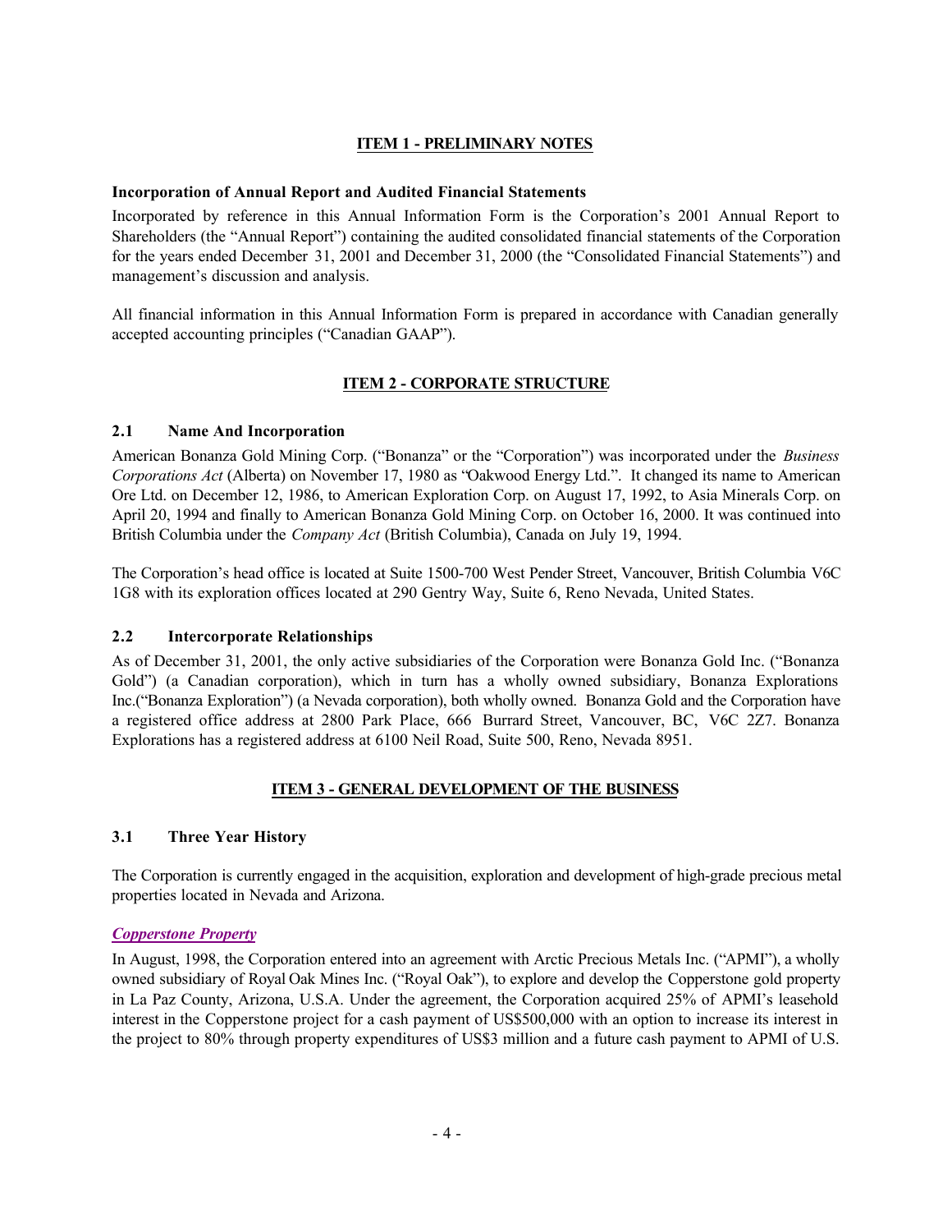## ITEM 1 - PRELIMINARY NOTES

**Incorporation of Annual Report and Audited Financial Statements**

Incorporated by reference in this Annual Information Form is the Corporation's 2001 Annual Report to Shareholders (the "Annual Report") containing the audited consolidated financial statements of the Corporation for the years ended December 31, 2001 and December 31, 2000 (the "Consolidated Financial Statements") and management's discussion and analysis.

All financial information in this Annual Information Form is prepared in accordance with Canadian generally accepted accounting principles ("Canadian GAAP").

## ITEM 2 - CORPORATE STRUCTURE

### 2.1 Name And Incorporation

American Bonanza Gold Mining Corp. ("Bonanza" or the "Corporation") was incorporated under the *Business Corporations Act* (Alberta) on November 17, 1980 as "Oakwood Energy Ltd.". It changed its name to American Ore Ltd. on December 12, 1986, to American Exploration Corp. on August 17, 1992, to Asia Minerals Corp. on April 20, 1994 and finally to American Bonanza Gold Mining Corp. on October 16, 2000. It was continued into British Columbia under the *Company Act* (British Columbia), Canada on July 19, 1994.

The Corporation's head office is located at Suite 1500-700 West Pender Street, Vancouver, British Columbia V6C 1G8 with its exploration offices located at 290 Gentry Way, Suite 6, Reno Nevada, United States.

### 2.2 Intercorporate Relationships

As of December 31, 2001, the only active subsidiaries of the Corporation were Bonanza Gold Inc. ("Bonanza Gold") (a Canadian corporation), which in turn has a wholly owned subsidiary, Bonanza Explorations Inc.("Bonanza Exploration") (a Nevada corporation), both wholly owned. Bonanza Gold and the Corporation have a registered office address at 2800 Park Place, 666 Burrard Street, Vancouver, BC, V6C 2Z7. Bonanza Explorations has a registered address at 6100 Neil Road, Suite 500, Reno, Nevada 8951.

## ITEM 3 - GENERAL DEVELOPMENT OF THE BUSINESS

### 3.1 Three Year History

The Corporation is currently engaged in the acquisition, exploration and development of high-grade precious metal properties located in Nevada and Arizona.

***Copperstone Property***

In August, 1998, the Corporation entered into an agreement with Arctic Precious Metals Inc. ("APMI"), a wholly owned subsidiary of Royal Oak Mines Inc. ("Royal Oak"), to explore and develop the Copperstone gold property in La Paz County, Arizona, U.S.A. Under the agreement, the Corporation acquired 25% of APMI's leasehold interest in the Copperstone project for a cash payment of US$500,000 with an option to increase its interest in the project to 80% through property expenditures of US$3 million and a future cash payment to APMI of U.S.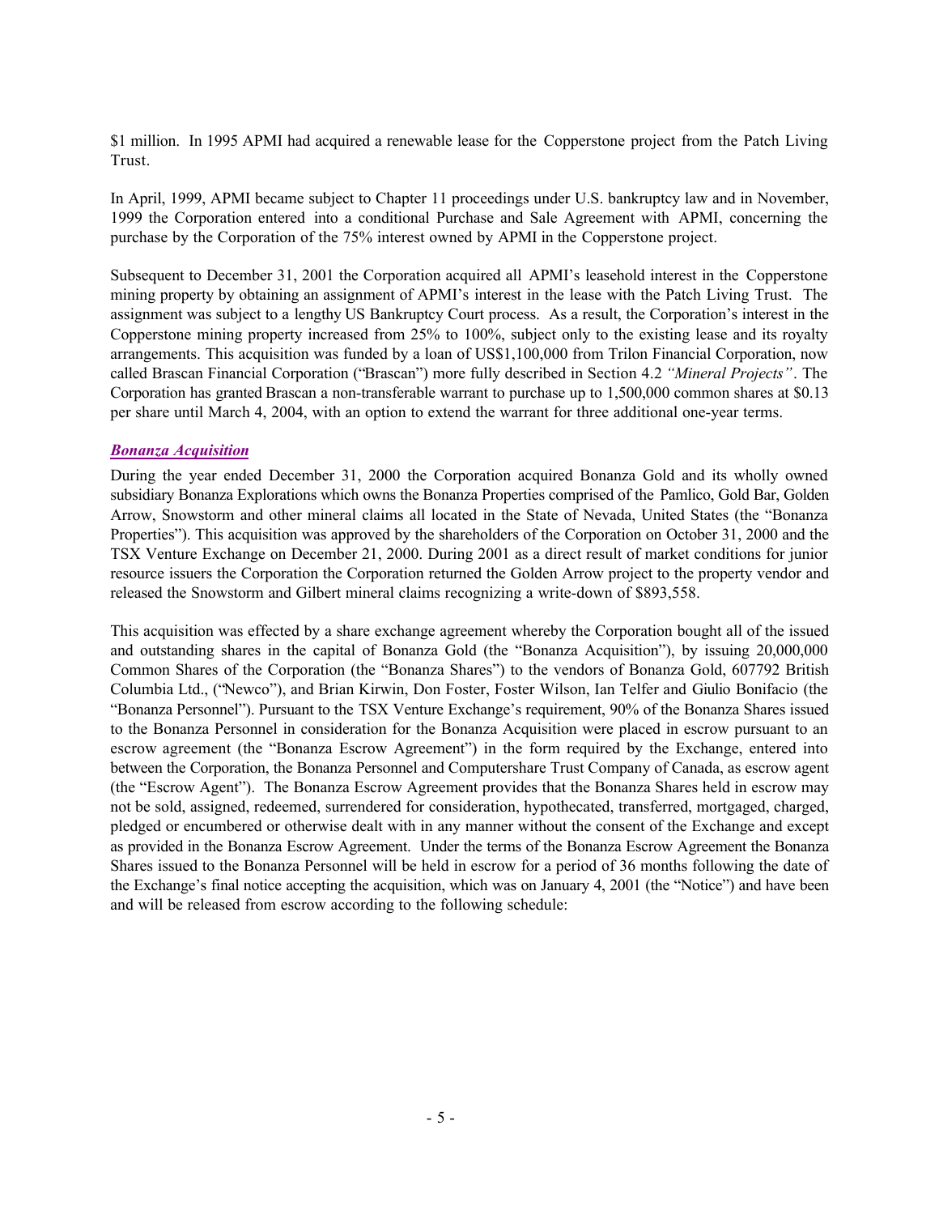$1 million. In 1995 APMI had acquired a renewable lease for the Copperstone project from the Patch Living Trust.

In April, 1999, APMI became subject to Chapter 11 proceedings under U.S. bankruptcy law and in November, 1999 the Corporation entered into a conditional Purchase and Sale Agreement with APMI, concerning the purchase by the Corporation of the 75% interest owned by APMI in the Copperstone project.

Subsequent to December 31, 2001 the Corporation acquired all APMI's leasehold interest in the Copperstone mining property by obtaining an assignment of APMI's interest in the lease with the Patch Living Trust. The assignment was subject to a lengthy US Bankruptcy Court process. As a result, the Corporation's interest in the Copperstone mining property increased from 25% to 100%, subject only to the existing lease and its royalty arrangements. This acquisition was funded by a loan of US$1,100,000 from Trilon Financial Corporation, now called Brascan Financial Corporation ("Brascan") more fully described in Section 4.2 *"Mineral Projects"*. The Corporation has granted Brascan a non-transferable warrant to purchase up to 1,500,000 common shares at $0.13 per share until March 4, 2004, with an option to extend the warrant for three additional one-year terms.

***Bonanza Acquisition***

During the year ended December 31, 2000 the Corporation acquired Bonanza Gold and its wholly owned subsidiary Bonanza Explorations which owns the Bonanza Properties comprised of the Pamlico, Gold Bar, Golden Arrow, Snowstorm and other mineral claims all located in the State of Nevada, United States (the "Bonanza Properties"). This acquisition was approved by the shareholders of the Corporation on October 31, 2000 and the TSX Venture Exchange on December 21, 2000. During 2001 as a direct result of market conditions for junior resource issuers the Corporation the Corporation returned the Golden Arrow project to the property vendor and released the Snowstorm and Gilbert mineral claims recognizing a write-down of $893,558.

This acquisition was effected by a share exchange agreement whereby the Corporation bought all of the issued and outstanding shares in the capital of Bonanza Gold (the "Bonanza Acquisition"), by issuing 20,000,000 Common Shares of the Corporation (the "Bonanza Shares") to the vendors of Bonanza Gold, 607792 British Columbia Ltd., ("Newco"), and Brian Kirwin, Don Foster, Foster Wilson, Ian Telfer and Giulio Bonifacio (the "Bonanza Personnel"). Pursuant to the TSX Venture Exchange's requirement, 90% of the Bonanza Shares issued to the Bonanza Personnel in consideration for the Bonanza Acquisition were placed in escrow pursuant to an escrow agreement (the "Bonanza Escrow Agreement") in the form required by the Exchange, entered into between the Corporation, the Bonanza Personnel and Computershare Trust Company of Canada, as escrow agent (the "Escrow Agent"). The Bonanza Escrow Agreement provides that the Bonanza Shares held in escrow may not be sold, assigned, redeemed, surrendered for consideration, hypothecated, transferred, mortgaged, charged, pledged or encumbered or otherwise dealt with in any manner without the consent of the Exchange and except as provided in the Bonanza Escrow Agreement. Under the terms of the Bonanza Escrow Agreement the Bonanza Shares issued to the Bonanza Personnel will be held in escrow for a period of 36 months following the date of the Exchange's final notice accepting the acquisition, which was on January 4, 2001 (the "Notice") and have been and will be released from escrow according to the following schedule: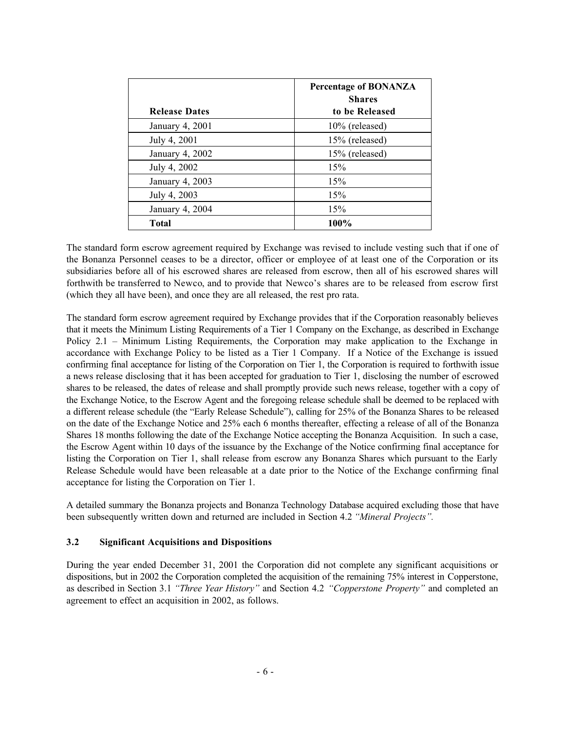| Release Dates | Percentage of BONANZA Shares to be Released |
| --- | --- |
| January 4, 2001 | 10% (released) |
| July 4, 2001 | 15% (released) |
| January 4, 2002 | 15% (released) |
| July 4, 2002 | 15% |
| January 4, 2003 | 15% |
| July 4, 2003 | 15% |
| January 4, 2004 | 15% |
| **Total** | **100%** |

The standard form escrow agreement required by Exchange was revised to include vesting such that if one of the Bonanza Personnel ceases to be a director, officer or employee of at least one of the Corporation or its subsidiaries before all of his escrowed shares are released from escrow, then all of his escrowed shares will forthwith be transferred to Newco, and to provide that Newco's shares are to be released from escrow first (which they all have been), and once they are all released, the rest pro rata.

The standard form escrow agreement required by Exchange provides that if the Corporation reasonably believes that it meets the Minimum Listing Requirements of a Tier 1 Company on the Exchange, as described in Exchange Policy 2.1 – Minimum Listing Requirements, the Corporation may make application to the Exchange in accordance with Exchange Policy to be listed as a Tier 1 Company. If a Notice of the Exchange is issued confirming final acceptance for listing of the Corporation on Tier 1, the Corporation is required to forthwith issue a news release disclosing that it has been accepted for graduation to Tier 1, disclosing the number of escrowed shares to be released, the dates of release and shall promptly provide such news release, together with a copy of the Exchange Notice, to the Escrow Agent and the foregoing release schedule shall be deemed to be replaced with a different release schedule (the "Early Release Schedule"), calling for 25% of the Bonanza Shares to be released on the date of the Exchange Notice and 25% each 6 months thereafter, effecting a release of all of the Bonanza Shares 18 months following the date of the Exchange Notice accepting the Bonanza Acquisition. In such a case, the Escrow Agent within 10 days of the issuance by the Exchange of the Notice confirming final acceptance for listing the Corporation on Tier 1, shall release from escrow any Bonanza Shares which pursuant to the Early Release Schedule would have been releasable at a date prior to the Notice of the Exchange confirming final acceptance for listing the Corporation on Tier 1.

A detailed summary the Bonanza projects and Bonanza Technology Database acquired excluding those that have been subsequently written down and returned are included in Section 4.2 *"Mineral Projects".*

### 3.2 Significant Acquisitions and Dispositions

During the year ended December 31, 2001 the Corporation did not complete any significant acquisitions or dispositions, but in 2002 the Corporation completed the acquisition of the remaining 75% interest in Copperstone, as described in Section 3.1 *"Three Year History"* and Section 4.2 *"Copperstone Property"* and completed an agreement to effect an acquisition in 2002, as follows.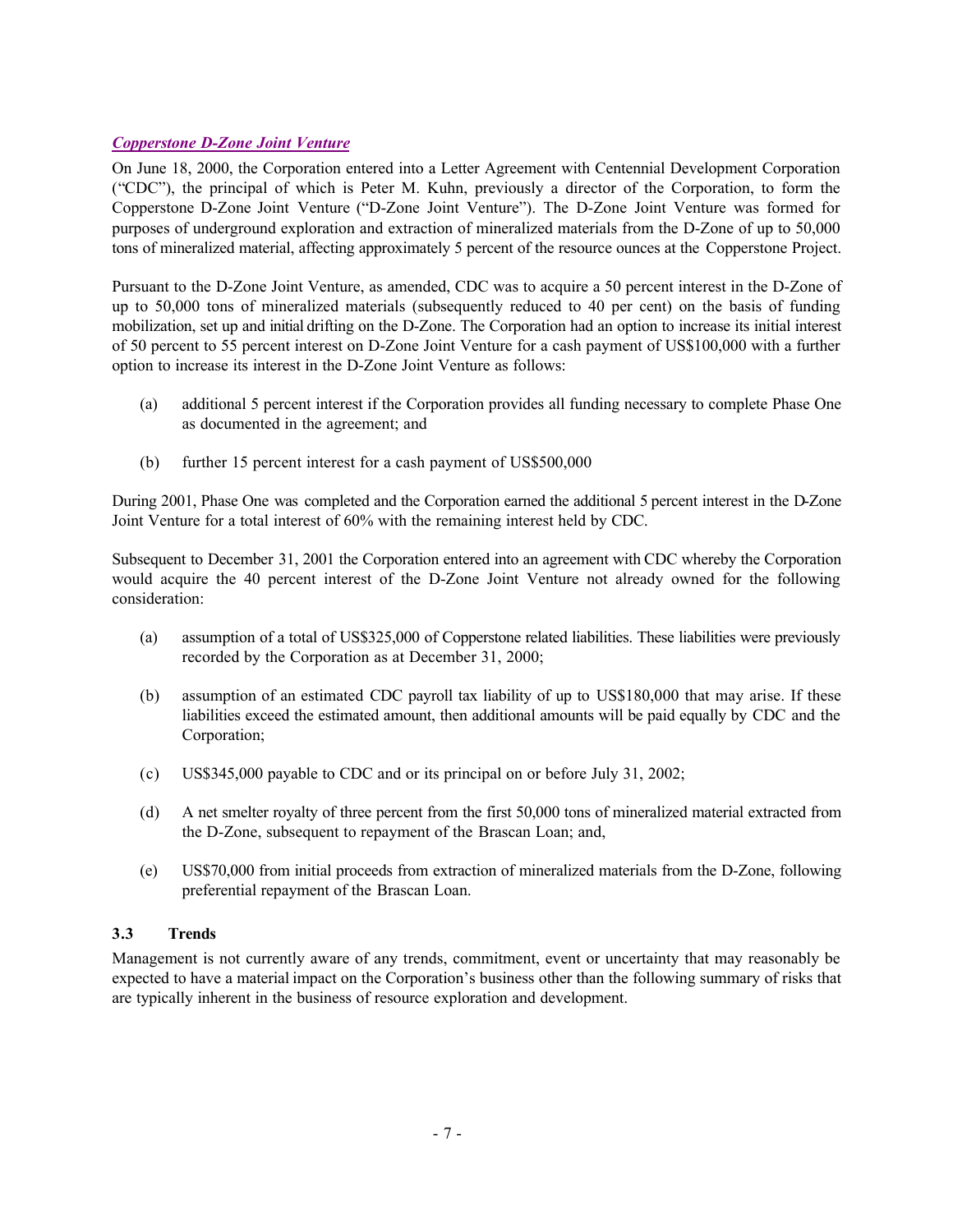***Copperstone D-Zone Joint Venture***

On June 18, 2000, the Corporation entered into a Letter Agreement with Centennial Development Corporation ("CDC"), the principal of which is Peter M. Kuhn, previously a director of the Corporation, to form the Copperstone D-Zone Joint Venture ("D-Zone Joint Venture"). The D-Zone Joint Venture was formed for purposes of underground exploration and extraction of mineralized materials from the D-Zone of up to 50,000 tons of mineralized material, affecting approximately 5 percent of the resource ounces at the Copperstone Project.

Pursuant to the D-Zone Joint Venture, as amended, CDC was to acquire a 50 percent interest in the D-Zone of up to 50,000 tons of mineralized materials (subsequently reduced to 40 per cent) on the basis of funding mobilization, set up and initial drifting on the D-Zone. The Corporation had an option to increase its initial interest of 50 percent to 55 percent interest on D-Zone Joint Venture for a cash payment of US$100,000 with a further option to increase its interest in the D-Zone Joint Venture as follows:

(a) additional 5 percent interest if the Corporation provides all funding necessary to complete Phase One as documented in the agreement; and

(b) further 15 percent interest for a cash payment of US$500,000

During 2001, Phase One was completed and the Corporation earned the additional 5 percent interest in the D-Zone Joint Venture for a total interest of 60% with the remaining interest held by CDC.

Subsequent to December 31, 2001 the Corporation entered into an agreement with CDC whereby the Corporation would acquire the 40 percent interest of the D-Zone Joint Venture not already owned for the following consideration:

(a) assumption of a total of US$325,000 of Copperstone related liabilities. These liabilities were previously recorded by the Corporation as at December 31, 2000;

(b) assumption of an estimated CDC payroll tax liability of up to US$180,000 that may arise. If these liabilities exceed the estimated amount, then additional amounts will be paid equally by CDC and the Corporation;

(c) US$345,000 payable to CDC and or its principal on or before July 31, 2002;

(d) A net smelter royalty of three percent from the first 50,000 tons of mineralized material extracted from the D-Zone, subsequent to repayment of the Brascan Loan; and,

(e) US$70,000 from initial proceeds from extraction of mineralized materials from the D-Zone, following preferential repayment of the Brascan Loan.

### 3.3 Trends

Management is not currently aware of any trends, commitment, event or uncertainty that may reasonably be expected to have a material impact on the Corporation's business other than the following summary of risks that are typically inherent in the business of resource exploration and development.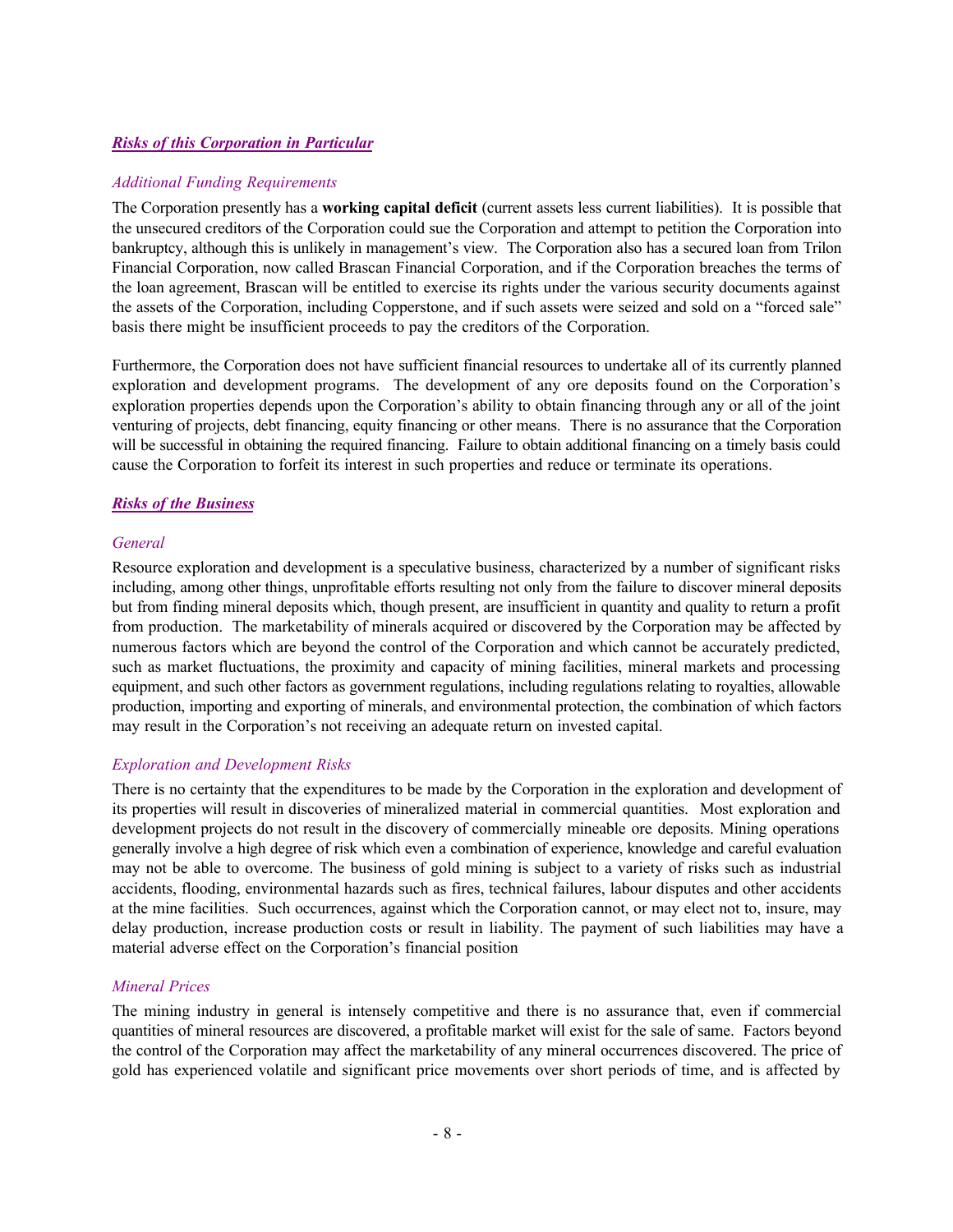## ***Risks of this Corporation in Particular***

*Additional Funding Requirements*

The Corporation presently has a **working capital deficit** (current assets less current liabilities). It is possible that the unsecured creditors of the Corporation could sue the Corporation and attempt to petition the Corporation into bankruptcy, although this is unlikely in management's view. The Corporation also has a secured loan from Trilon Financial Corporation, now called Brascan Financial Corporation, and if the Corporation breaches the terms of the loan agreement, Brascan will be entitled to exercise its rights under the various security documents against the assets of the Corporation, including Copperstone, and if such assets were seized and sold on a "forced sale" basis there might be insufficient proceeds to pay the creditors of the Corporation.

Furthermore, the Corporation does not have sufficient financial resources to undertake all of its currently planned exploration and development programs. The development of any ore deposits found on the Corporation's exploration properties depends upon the Corporation's ability to obtain financing through any or all of the joint venturing of projects, debt financing, equity financing or other means. There is no assurance that the Corporation will be successful in obtaining the required financing. Failure to obtain additional financing on a timely basis could cause the Corporation to forfeit its interest in such properties and reduce or terminate its operations.

## ***Risks of the Business***

*General*

Resource exploration and development is a speculative business, characterized by a number of significant risks including, among other things, unprofitable efforts resulting not only from the failure to discover mineral deposits but from finding mineral deposits which, though present, are insufficient in quantity and quality to return a profit from production. The marketability of minerals acquired or discovered by the Corporation may be affected by numerous factors which are beyond the control of the Corporation and which cannot be accurately predicted, such as market fluctuations, the proximity and capacity of mining facilities, mineral markets and processing equipment, and such other factors as government regulations, including regulations relating to royalties, allowable production, importing and exporting of minerals, and environmental protection, the combination of which factors may result in the Corporation's not receiving an adequate return on invested capital.

*Exploration and Development Risks*

There is no certainty that the expenditures to be made by the Corporation in the exploration and development of its properties will result in discoveries of mineralized material in commercial quantities. Most exploration and development projects do not result in the discovery of commercially mineable ore deposits. Mining operations generally involve a high degree of risk which even a combination of experience, knowledge and careful evaluation may not be able to overcome. The business of gold mining is subject to a variety of risks such as industrial accidents, flooding, environmental hazards such as fires, technical failures, labour disputes and other accidents at the mine facilities. Such occurrences, against which the Corporation cannot, or may elect not to, insure, may delay production, increase production costs or result in liability. The payment of such liabilities may have a material adverse effect on the Corporation's financial position

*Mineral Prices*

The mining industry in general is intensely competitive and there is no assurance that, even if commercial quantities of mineral resources are discovered, a profitable market will exist for the sale of same. Factors beyond the control of the Corporation may affect the marketability of any mineral occurrences discovered. The price of gold has experienced volatile and significant price movements over short periods of time, and is affected by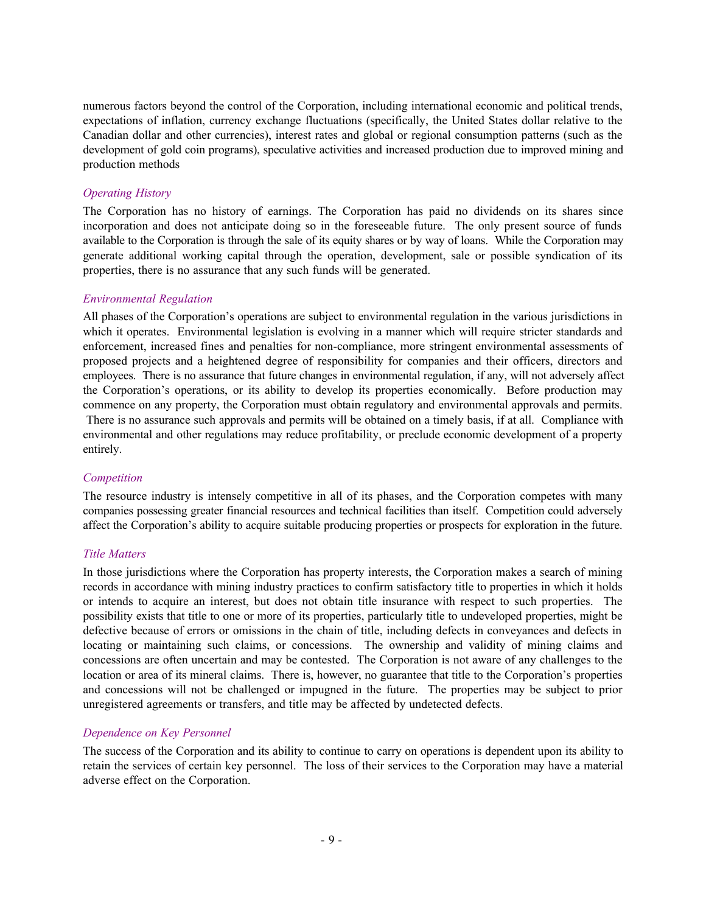numerous factors beyond the control of the Corporation, including international economic and political trends, expectations of inflation, currency exchange fluctuations (specifically, the United States dollar relative to the Canadian dollar and other currencies), interest rates and global or regional consumption patterns (such as the development of gold coin programs), speculative activities and increased production due to improved mining and production methods

*Operating History*

The Corporation has no history of earnings. The Corporation has paid no dividends on its shares since incorporation and does not anticipate doing so in the foreseeable future. The only present source of funds available to the Corporation is through the sale of its equity shares or by way of loans. While the Corporation may generate additional working capital through the operation, development, sale or possible syndication of its properties, there is no assurance that any such funds will be generated.

*Environmental Regulation*

All phases of the Corporation's operations are subject to environmental regulation in the various jurisdictions in which it operates. Environmental legislation is evolving in a manner which will require stricter standards and enforcement, increased fines and penalties for non-compliance, more stringent environmental assessments of proposed projects and a heightened degree of responsibility for companies and their officers, directors and employees. There is no assurance that future changes in environmental regulation, if any, will not adversely affect the Corporation's operations, or its ability to develop its properties economically. Before production may commence on any property, the Corporation must obtain regulatory and environmental approvals and permits. There is no assurance such approvals and permits will be obtained on a timely basis, if at all. Compliance with environmental and other regulations may reduce profitability, or preclude economic development of a property entirely.

*Competition*

The resource industry is intensely competitive in all of its phases, and the Corporation competes with many companies possessing greater financial resources and technical facilities than itself. Competition could adversely affect the Corporation's ability to acquire suitable producing properties or prospects for exploration in the future.

*Title Matters*

In those jurisdictions where the Corporation has property interests, the Corporation makes a search of mining records in accordance with mining industry practices to confirm satisfactory title to properties in which it holds or intends to acquire an interest, but does not obtain title insurance with respect to such properties. The possibility exists that title to one or more of its properties, particularly title to undeveloped properties, might be defective because of errors or omissions in the chain of title, including defects in conveyances and defects in locating or maintaining such claims, or concessions. The ownership and validity of mining claims and concessions are often uncertain and may be contested. The Corporation is not aware of any challenges to the location or area of its mineral claims. There is, however, no guarantee that title to the Corporation's properties and concessions will not be challenged or impugned in the future. The properties may be subject to prior unregistered agreements or transfers, and title may be affected by undetected defects.

*Dependence on Key Personnel*

The success of the Corporation and its ability to continue to carry on operations is dependent upon its ability to retain the services of certain key personnel. The loss of their services to the Corporation may have a material adverse effect on the Corporation.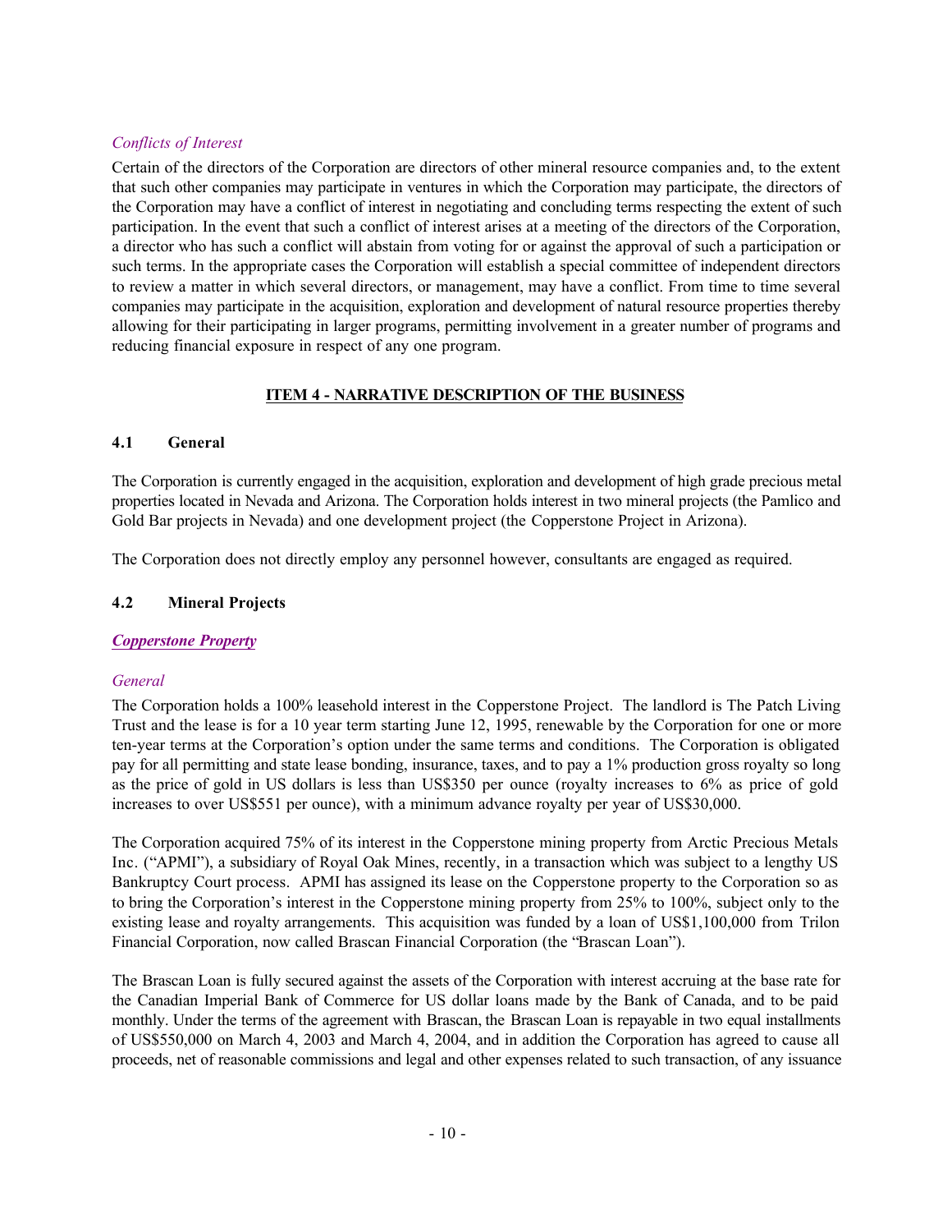*Conflicts of Interest*

Certain of the directors of the Corporation are directors of other mineral resource companies and, to the extent that such other companies may participate in ventures in which the Corporation may participate, the directors of the Corporation may have a conflict of interest in negotiating and concluding terms respecting the extent of such participation. In the event that such a conflict of interest arises at a meeting of the directors of the Corporation, a director who has such a conflict will abstain from voting for or against the approval of such a participation or such terms. In the appropriate cases the Corporation will establish a special committee of independent directors to review a matter in which several directors, or management, may have a conflict. From time to time several companies may participate in the acquisition, exploration and development of natural resource properties thereby allowing for their participating in larger programs, permitting involvement in a greater number of programs and reducing financial exposure in respect of any one program.

## ITEM 4 - NARRATIVE DESCRIPTION OF THE BUSINESS

### 4.1 General

The Corporation is currently engaged in the acquisition, exploration and development of high grade precious metal properties located in Nevada and Arizona. The Corporation holds interest in two mineral projects (the Pamlico and Gold Bar projects in Nevada) and one development project (the Copperstone Project in Arizona).

The Corporation does not directly employ any personnel however, consultants are engaged as required.

### 4.2 Mineral Projects

***Copperstone Property***

*General*

The Corporation holds a 100% leasehold interest in the Copperstone Project. The landlord is The Patch Living Trust and the lease is for a 10 year term starting June 12, 1995, renewable by the Corporation for one or more ten-year terms at the Corporation's option under the same terms and conditions. The Corporation is obligated pay for all permitting and state lease bonding, insurance, taxes, and to pay a 1% production gross royalty so long as the price of gold in US dollars is less than US$350 per ounce (royalty increases to 6% as price of gold increases to over US$551 per ounce), with a minimum advance royalty per year of US$30,000.

The Corporation acquired 75% of its interest in the Copperstone mining property from Arctic Precious Metals Inc. ("APMI"), a subsidiary of Royal Oak Mines, recently, in a transaction which was subject to a lengthy US Bankruptcy Court process. APMI has assigned its lease on the Copperstone property to the Corporation so as to bring the Corporation's interest in the Copperstone mining property from 25% to 100%, subject only to the existing lease and royalty arrangements. This acquisition was funded by a loan of US$1,100,000 from Trilon Financial Corporation, now called Brascan Financial Corporation (the "Brascan Loan").

The Brascan Loan is fully secured against the assets of the Corporation with interest accruing at the base rate for the Canadian Imperial Bank of Commerce for US dollar loans made by the Bank of Canada, and to be paid monthly. Under the terms of the agreement with Brascan, the Brascan Loan is repayable in two equal installments of US$550,000 on March 4, 2003 and March 4, 2004, and in addition the Corporation has agreed to cause all proceeds, net of reasonable commissions and legal and other expenses related to such transaction, of any issuance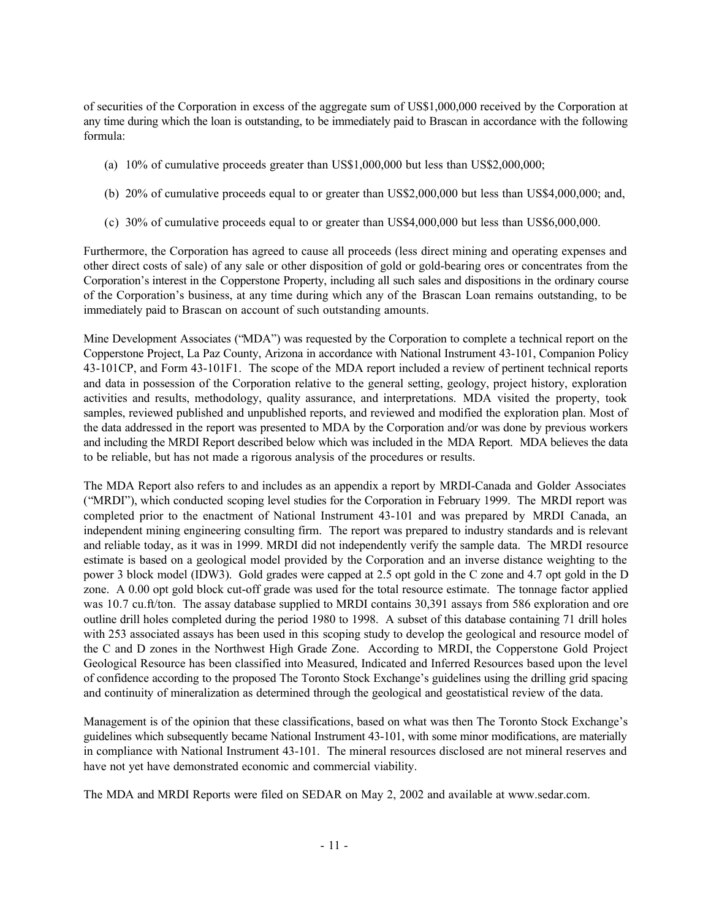of securities of the Corporation in excess of the aggregate sum of US$1,000,000 received by the Corporation at any time during which the loan is outstanding, to be immediately paid to Brascan in accordance with the following formula:

(a) 10% of cumulative proceeds greater than US$1,000,000 but less than US$2,000,000;

(b) 20% of cumulative proceeds equal to or greater than US$2,000,000 but less than US$4,000,000; and,

(c) 30% of cumulative proceeds equal to or greater than US$4,000,000 but less than US$6,000,000.

Furthermore, the Corporation has agreed to cause all proceeds (less direct mining and operating expenses and other direct costs of sale) of any sale or other disposition of gold or gold-bearing ores or concentrates from the Corporation's interest in the Copperstone Property, including all such sales and dispositions in the ordinary course of the Corporation's business, at any time during which any of the Brascan Loan remains outstanding, to be immediately paid to Brascan on account of such outstanding amounts.

Mine Development Associates ("MDA") was requested by the Corporation to complete a technical report on the Copperstone Project, La Paz County, Arizona in accordance with National Instrument 43-101, Companion Policy 43-101CP, and Form 43-101F1. The scope of the MDA report included a review of pertinent technical reports and data in possession of the Corporation relative to the general setting, geology, project history, exploration activities and results, methodology, quality assurance, and interpretations. MDA visited the property, took samples, reviewed published and unpublished reports, and reviewed and modified the exploration plan. Most of the data addressed in the report was presented to MDA by the Corporation and/or was done by previous workers and including the MRDI Report described below which was included in the MDA Report. MDA believes the data to be reliable, but has not made a rigorous analysis of the procedures or results.

The MDA Report also refers to and includes as an appendix a report by MRDI-Canada and Golder Associates ("MRDI"), which conducted scoping level studies for the Corporation in February 1999. The MRDI report was completed prior to the enactment of National Instrument 43-101 and was prepared by MRDI Canada, an independent mining engineering consulting firm. The report was prepared to industry standards and is relevant and reliable today, as it was in 1999. MRDI did not independently verify the sample data. The MRDI resource estimate is based on a geological model provided by the Corporation and an inverse distance weighting to the power 3 block model (IDW3). Gold grades were capped at 2.5 opt gold in the C zone and 4.7 opt gold in the D zone. A 0.00 opt gold block cut-off grade was used for the total resource estimate. The tonnage factor applied was 10.7 cu.ft/ton. The assay database supplied to MRDI contains 30,391 assays from 586 exploration and ore outline drill holes completed during the period 1980 to 1998. A subset of this database containing 71 drill holes with 253 associated assays has been used in this scoping study to develop the geological and resource model of the C and D zones in the Northwest High Grade Zone. According to MRDI, the Copperstone Gold Project Geological Resource has been classified into Measured, Indicated and Inferred Resources based upon the level of confidence according to the proposed The Toronto Stock Exchange's guidelines using the drilling grid spacing and continuity of mineralization as determined through the geological and geostatistical review of the data.

Management is of the opinion that these classifications, based on what was then The Toronto Stock Exchange's guidelines which subsequently became National Instrument 43-101, with some minor modifications, are materially in compliance with National Instrument 43-101. The mineral resources disclosed are not mineral reserves and have not yet have demonstrated economic and commercial viability.

The MDA and MRDI Reports were filed on SEDAR on May 2, 2002 and available at www.sedar.com.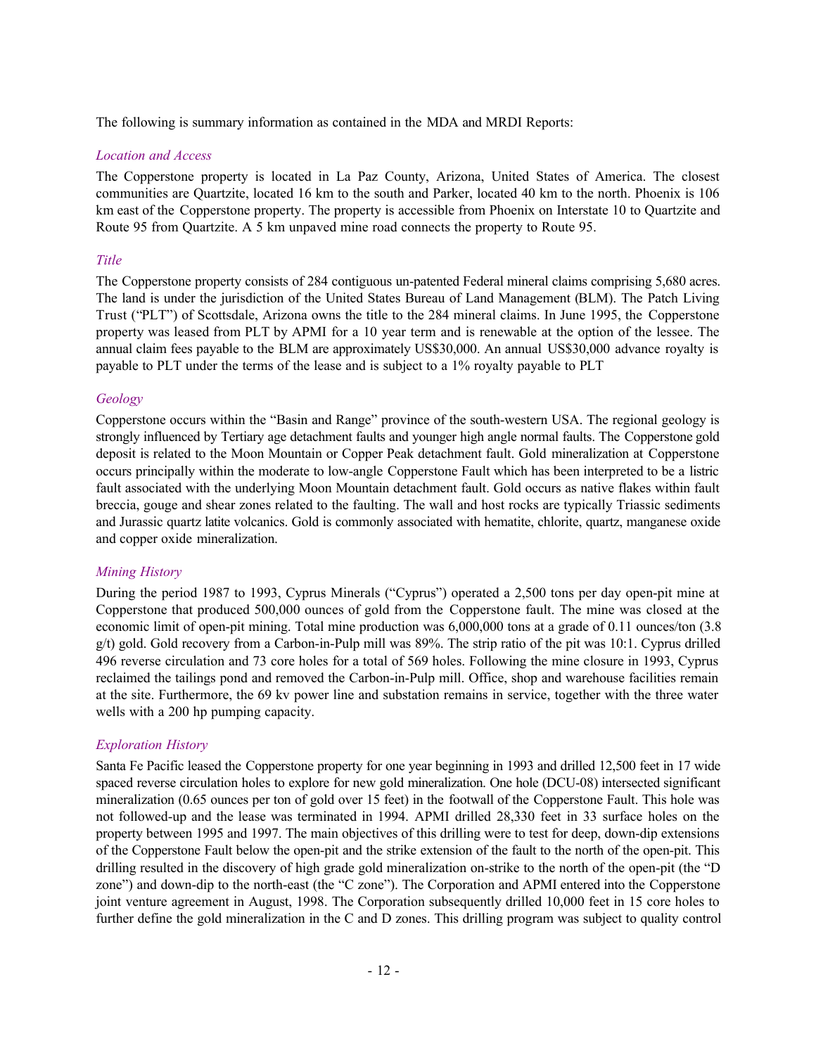The following is summary information as contained in the MDA and MRDI Reports:

*Location and Access*

The Copperstone property is located in La Paz County, Arizona, United States of America. The closest communities are Quartzite, located 16 km to the south and Parker, located 40 km to the north. Phoenix is 106 km east of the Copperstone property. The property is accessible from Phoenix on Interstate 10 to Quartzite and Route 95 from Quartzite. A 5 km unpaved mine road connects the property to Route 95.

*Title*

The Copperstone property consists of 284 contiguous un-patented Federal mineral claims comprising 5,680 acres. The land is under the jurisdiction of the United States Bureau of Land Management (BLM). The Patch Living Trust ("PLT") of Scottsdale, Arizona owns the title to the 284 mineral claims. In June 1995, the Copperstone property was leased from PLT by APMI for a 10 year term and is renewable at the option of the lessee. The annual claim fees payable to the BLM are approximately US$30,000. An annual US$30,000 advance royalty is payable to PLT under the terms of the lease and is subject to a 1% royalty payable to PLT

*Geology*

Copperstone occurs within the "Basin and Range" province of the south-western USA. The regional geology is strongly influenced by Tertiary age detachment faults and younger high angle normal faults. The Copperstone gold deposit is related to the Moon Mountain or Copper Peak detachment fault. Gold mineralization at Copperstone occurs principally within the moderate to low-angle Copperstone Fault which has been interpreted to be a listric fault associated with the underlying Moon Mountain detachment fault. Gold occurs as native flakes within fault breccia, gouge and shear zones related to the faulting. The wall and host rocks are typically Triassic sediments and Jurassic quartz latite volcanics. Gold is commonly associated with hematite, chlorite, quartz, manganese oxide and copper oxide mineralization.

*Mining History*

During the period 1987 to 1993, Cyprus Minerals ("Cyprus") operated a 2,500 tons per day open-pit mine at Copperstone that produced 500,000 ounces of gold from the Copperstone fault. The mine was closed at the economic limit of open-pit mining. Total mine production was 6,000,000 tons at a grade of 0.11 ounces/ton (3.8 g/t) gold. Gold recovery from a Carbon-in-Pulp mill was 89%. The strip ratio of the pit was 10:1. Cyprus drilled 496 reverse circulation and 73 core holes for a total of 569 holes. Following the mine closure in 1993, Cyprus reclaimed the tailings pond and removed the Carbon-in-Pulp mill. Office, shop and warehouse facilities remain at the site. Furthermore, the 69 kv power line and substation remains in service, together with the three water wells with a 200 hp pumping capacity.

*Exploration History*

Santa Fe Pacific leased the Copperstone property for one year beginning in 1993 and drilled 12,500 feet in 17 wide spaced reverse circulation holes to explore for new gold mineralization. One hole (DCU-08) intersected significant mineralization (0.65 ounces per ton of gold over 15 feet) in the footwall of the Copperstone Fault. This hole was not followed-up and the lease was terminated in 1994. APMI drilled 28,330 feet in 33 surface holes on the property between 1995 and 1997. The main objectives of this drilling were to test for deep, down-dip extensions of the Copperstone Fault below the open-pit and the strike extension of the fault to the north of the open-pit. This drilling resulted in the discovery of high grade gold mineralization on-strike to the north of the open-pit (the "D zone") and down-dip to the north-east (the "C zone"). The Corporation and APMI entered into the Copperstone joint venture agreement in August, 1998. The Corporation subsequently drilled 10,000 feet in 15 core holes to further define the gold mineralization in the C and D zones. This drilling program was subject to quality control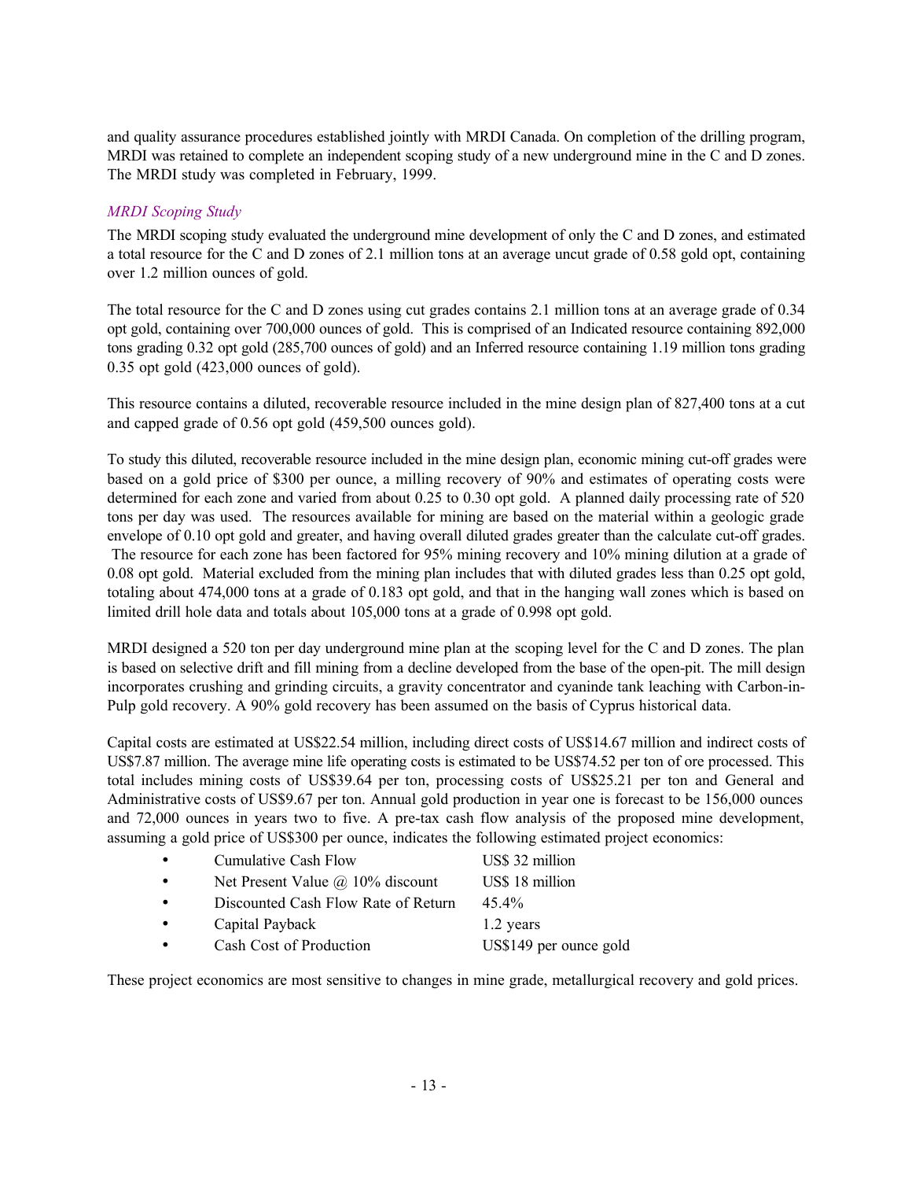and quality assurance procedures established jointly with MRDI Canada. On completion of the drilling program, MRDI was retained to complete an independent scoping study of a new underground mine in the C and D zones. The MRDI study was completed in February, 1999.

### *MRDI Scoping Study*

The MRDI scoping study evaluated the underground mine development of only the C and D zones, and estimated a total resource for the C and D zones of 2.1 million tons at an average uncut grade of 0.58 gold opt, containing over 1.2 million ounces of gold.

The total resource for the C and D zones using cut grades contains 2.1 million tons at an average grade of 0.34 opt gold, containing over 700,000 ounces of gold. This is comprised of an Indicated resource containing 892,000 tons grading 0.32 opt gold (285,700 ounces of gold) and an Inferred resource containing 1.19 million tons grading 0.35 opt gold (423,000 ounces of gold).

This resource contains a diluted, recoverable resource included in the mine design plan of 827,400 tons at a cut and capped grade of 0.56 opt gold (459,500 ounces gold).

To study this diluted, recoverable resource included in the mine design plan, economic mining cut-off grades were based on a gold price of $300 per ounce, a milling recovery of 90% and estimates of operating costs were determined for each zone and varied from about 0.25 to 0.30 opt gold. A planned daily processing rate of 520 tons per day was used. The resources available for mining are based on the material within a geologic grade envelope of 0.10 opt gold and greater, and having overall diluted grades greater than the calculate cut-off grades. The resource for each zone has been factored for 95% mining recovery and 10% mining dilution at a grade of 0.08 opt gold. Material excluded from the mining plan includes that with diluted grades less than 0.25 opt gold, totaling about 474,000 tons at a grade of 0.183 opt gold, and that in the hanging wall zones which is based on limited drill hole data and totals about 105,000 tons at a grade of 0.998 opt gold.

MRDI designed a 520 ton per day underground mine plan at the scoping level for the C and D zones. The plan is based on selective drift and fill mining from a decline developed from the base of the open-pit. The mill design incorporates crushing and grinding circuits, a gravity concentrator and cyaninde tank leaching with Carbon-in-Pulp gold recovery. A 90% gold recovery has been assumed on the basis of Cyprus historical data.

Capital costs are estimated at US$22.54 million, including direct costs of US$14.67 million and indirect costs of US$7.87 million. The average mine life operating costs is estimated to be US$74.52 per ton of ore processed. This total includes mining costs of US$39.64 per ton, processing costs of US$25.21 per ton and General and Administrative costs of US$9.67 per ton. Annual gold production in year one is forecast to be 156,000 ounces and 72,000 ounces in years two to five. A pre-tax cash flow analysis of the proposed mine development, assuming a gold price of US$300 per ounce, indicates the following estimated project economics:

- Cumulative Cash Flow — US$ 32 million
- Net Present Value @ 10% discount — US$ 18 million
- Discounted Cash Flow Rate of Return — 45.4%
- Capital Payback — 1.2 years
- Cash Cost of Production — US$149 per ounce gold

These project economics are most sensitive to changes in mine grade, metallurgical recovery and gold prices.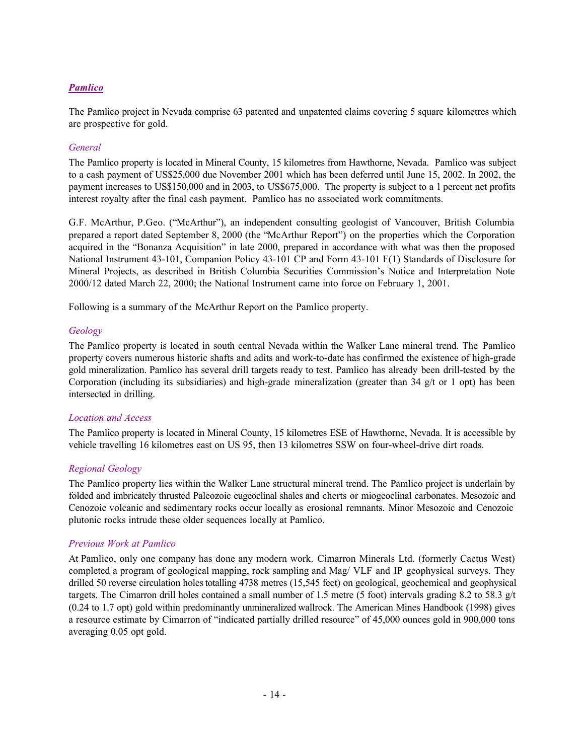## ***Pamlico***

The Pamlico project in Nevada comprise 63 patented and unpatented claims covering 5 square kilometres which are prospective for gold.

### *General*

The Pamlico property is located in Mineral County, 15 kilometres from Hawthorne, Nevada. Pamlico was subject to a cash payment of US$25,000 due November 2001 which has been deferred until June 15, 2002. In 2002, the payment increases to US$150,000 and in 2003, to US$675,000. The property is subject to a 1 percent net profits interest royalty after the final cash payment. Pamlico has no associated work commitments.

G.F. McArthur, P.Geo. ("McArthur"), an independent consulting geologist of Vancouver, British Columbia prepared a report dated September 8, 2000 (the "McArthur Report") on the properties which the Corporation acquired in the "Bonanza Acquisition" in late 2000, prepared in accordance with what was then the proposed National Instrument 43-101, Companion Policy 43-101 CP and Form 43-101 F(1) Standards of Disclosure for Mineral Projects, as described in British Columbia Securities Commission's Notice and Interpretation Note 2000/12 dated March 22, 2000; the National Instrument came into force on February 1, 2001.

Following is a summary of the McArthur Report on the Pamlico property.

### *Geology*

The Pamlico property is located in south central Nevada within the Walker Lane mineral trend. The Pamlico property covers numerous historic shafts and adits and work-to-date has confirmed the existence of high-grade gold mineralization. Pamlico has several drill targets ready to test. Pamlico has already been drill-tested by the Corporation (including its subsidiaries) and high-grade mineralization (greater than 34 g/t or 1 opt) has been intersected in drilling.

### *Location and Access*

The Pamlico property is located in Mineral County, 15 kilometres ESE of Hawthorne, Nevada. It is accessible by vehicle travelling 16 kilometres east on US 95, then 13 kilometres SSW on four-wheel-drive dirt roads.

### *Regional Geology*

The Pamlico property lies within the Walker Lane structural mineral trend. The Pamlico project is underlain by folded and imbricately thrusted Paleozoic eugeoclinal shales and cherts or miogeoclinal carbonates. Mesozoic and Cenozoic volcanic and sedimentary rocks occur locally as erosional remnants. Minor Mesozoic and Cenozoic plutonic rocks intrude these older sequences locally at Pamlico.

### *Previous Work at Pamlico*

At Pamlico, only one company has done any modern work. Cimarron Minerals Ltd. (formerly Cactus West) completed a program of geological mapping, rock sampling and Mag/ VLF and IP geophysical surveys. They drilled 50 reverse circulation holes totalling 4738 metres (15,545 feet) on geological, geochemical and geophysical targets. The Cimarron drill holes contained a small number of 1.5 metre (5 foot) intervals grading 8.2 to 58.3 g/t (0.24 to 1.7 opt) gold within predominantly unmineralized wallrock. The American Mines Handbook (1998) gives a resource estimate by Cimarron of "indicated partially drilled resource" of 45,000 ounces gold in 900,000 tons averaging 0.05 opt gold.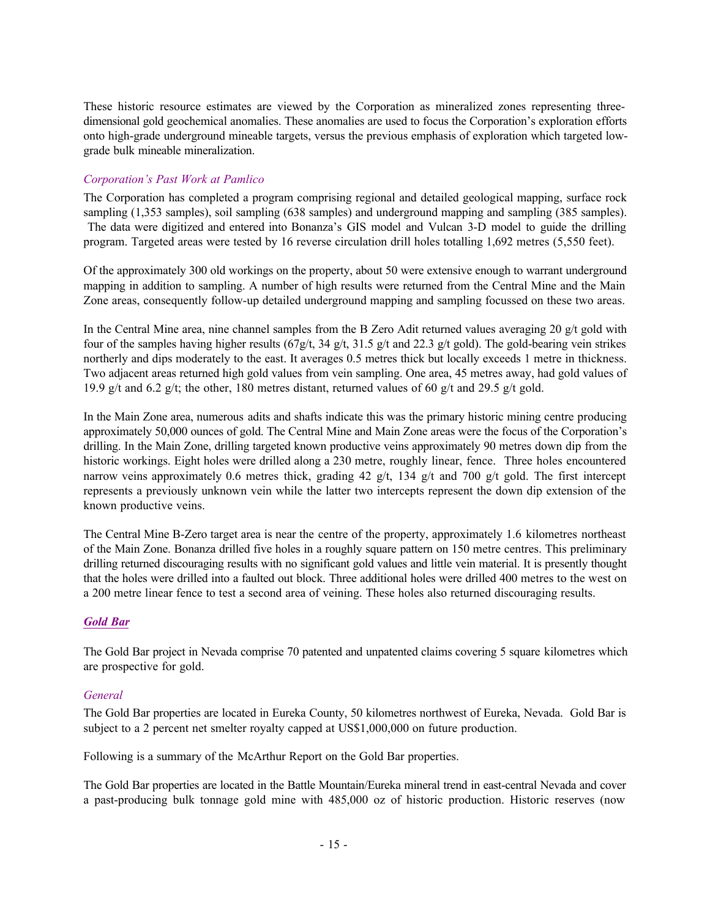These historic resource estimates are viewed by the Corporation as mineralized zones representing three-dimensional gold geochemical anomalies. These anomalies are used to focus the Corporation's exploration efforts onto high-grade underground mineable targets, versus the previous emphasis of exploration which targeted low-grade bulk mineable mineralization.

*Corporation's Past Work at Pamlico*

The Corporation has completed a program comprising regional and detailed geological mapping, surface rock sampling (1,353 samples), soil sampling (638 samples) and underground mapping and sampling (385 samples). The data were digitized and entered into Bonanza's GIS model and Vulcan 3-D model to guide the drilling program. Targeted areas were tested by 16 reverse circulation drill holes totalling 1,692 metres (5,550 feet).

Of the approximately 300 old workings on the property, about 50 were extensive enough to warrant underground mapping in addition to sampling. A number of high results were returned from the Central Mine and the Main Zone areas, consequently follow-up detailed underground mapping and sampling focussed on these two areas.

In the Central Mine area, nine channel samples from the B Zero Adit returned values averaging 20 g/t gold with four of the samples having higher results (67g/t, 34 g/t, 31.5 g/t and 22.3 g/t gold). The gold-bearing vein strikes northerly and dips moderately to the east. It averages 0.5 metres thick but locally exceeds 1 metre in thickness. Two adjacent areas returned high gold values from vein sampling. One area, 45 metres away, had gold values of 19.9 g/t and 6.2 g/t; the other, 180 metres distant, returned values of 60 g/t and 29.5 g/t gold.

In the Main Zone area, numerous adits and shafts indicate this was the primary historic mining centre producing approximately 50,000 ounces of gold. The Central Mine and Main Zone areas were the focus of the Corporation's drilling. In the Main Zone, drilling targeted known productive veins approximately 90 metres down dip from the historic workings. Eight holes were drilled along a 230 metre, roughly linear, fence. Three holes encountered narrow veins approximately 0.6 metres thick, grading 42 g/t, 134 g/t and 700 g/t gold. The first intercept represents a previously unknown vein while the latter two intercepts represent the down dip extension of the known productive veins.

The Central Mine B-Zero target area is near the centre of the property, approximately 1.6 kilometres northeast of the Main Zone. Bonanza drilled five holes in a roughly square pattern on 150 metre centres. This preliminary drilling returned discouraging results with no significant gold values and little vein material. It is presently thought that the holes were drilled into a faulted out block. Three additional holes were drilled 400 metres to the west on a 200 metre linear fence to test a second area of veining. These holes also returned discouraging results.

## ***Gold Bar***

The Gold Bar project in Nevada comprise 70 patented and unpatented claims covering 5 square kilometres which are prospective for gold.

*General*

The Gold Bar properties are located in Eureka County, 50 kilometres northwest of Eureka, Nevada. Gold Bar is subject to a 2 percent net smelter royalty capped at US$1,000,000 on future production.

Following is a summary of the McArthur Report on the Gold Bar properties.

The Gold Bar properties are located in the Battle Mountain/Eureka mineral trend in east-central Nevada and cover a past-producing bulk tonnage gold mine with 485,000 oz of historic production. Historic reserves (now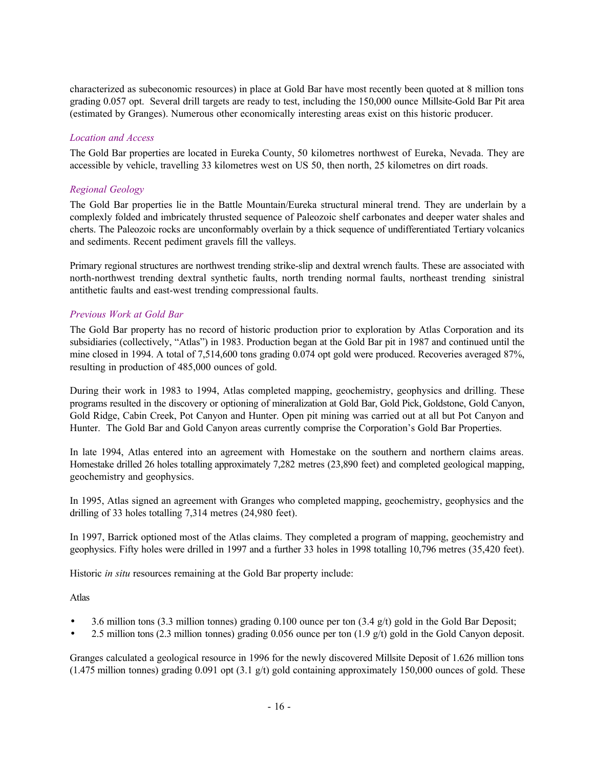characterized as subeconomic resources) in place at Gold Bar have most recently been quoted at 8 million tons grading 0.057 opt. Several drill targets are ready to test, including the 150,000 ounce Millsite-Gold Bar Pit area (estimated by Granges). Numerous other economically interesting areas exist on this historic producer.

### *Location and Access*

The Gold Bar properties are located in Eureka County, 50 kilometres northwest of Eureka, Nevada. They are accessible by vehicle, travelling 33 kilometres west on US 50, then north, 25 kilometres on dirt roads.

### *Regional Geology*

The Gold Bar properties lie in the Battle Mountain/Eureka structural mineral trend. They are underlain by a complexly folded and imbricately thrusted sequence of Paleozoic shelf carbonates and deeper water shales and cherts. The Paleozoic rocks are unconformably overlain by a thick sequence of undifferentiated Tertiary volcanics and sediments. Recent pediment gravels fill the valleys.

Primary regional structures are northwest trending strike-slip and dextral wrench faults. These are associated with north-northwest trending dextral synthetic faults, north trending normal faults, northeast trending sinistral antithetic faults and east-west trending compressional faults.

### *Previous Work at Gold Bar*

The Gold Bar property has no record of historic production prior to exploration by Atlas Corporation and its subsidiaries (collectively, "Atlas") in 1983. Production began at the Gold Bar pit in 1987 and continued until the mine closed in 1994. A total of 7,514,600 tons grading 0.074 opt gold were produced. Recoveries averaged 87%, resulting in production of 485,000 ounces of gold.

During their work in 1983 to 1994, Atlas completed mapping, geochemistry, geophysics and drilling. These programs resulted in the discovery or optioning of mineralization at Gold Bar, Gold Pick, Goldstone, Gold Canyon, Gold Ridge, Cabin Creek, Pot Canyon and Hunter. Open pit mining was carried out at all but Pot Canyon and Hunter. The Gold Bar and Gold Canyon areas currently comprise the Corporation's Gold Bar Properties.

In late 1994, Atlas entered into an agreement with Homestake on the southern and northern claims areas. Homestake drilled 26 holes totalling approximately 7,282 metres (23,890 feet) and completed geological mapping, geochemistry and geophysics.

In 1995, Atlas signed an agreement with Granges who completed mapping, geochemistry, geophysics and the drilling of 33 holes totalling 7,314 metres (24,980 feet).

In 1997, Barrick optioned most of the Atlas claims. They completed a program of mapping, geochemistry and geophysics. Fifty holes were drilled in 1997 and a further 33 holes in 1998 totalling 10,796 metres (35,420 feet).

Historic *in situ* resources remaining at the Gold Bar property include:

Atlas

- 3.6 million tons (3.3 million tonnes) grading 0.100 ounce per ton (3.4 g/t) gold in the Gold Bar Deposit;
- 2.5 million tons (2.3 million tonnes) grading 0.056 ounce per ton (1.9 g/t) gold in the Gold Canyon deposit.

Granges calculated a geological resource in 1996 for the newly discovered Millsite Deposit of 1.626 million tons (1.475 million tonnes) grading 0.091 opt (3.1 g/t) gold containing approximately 150,000 ounces of gold. These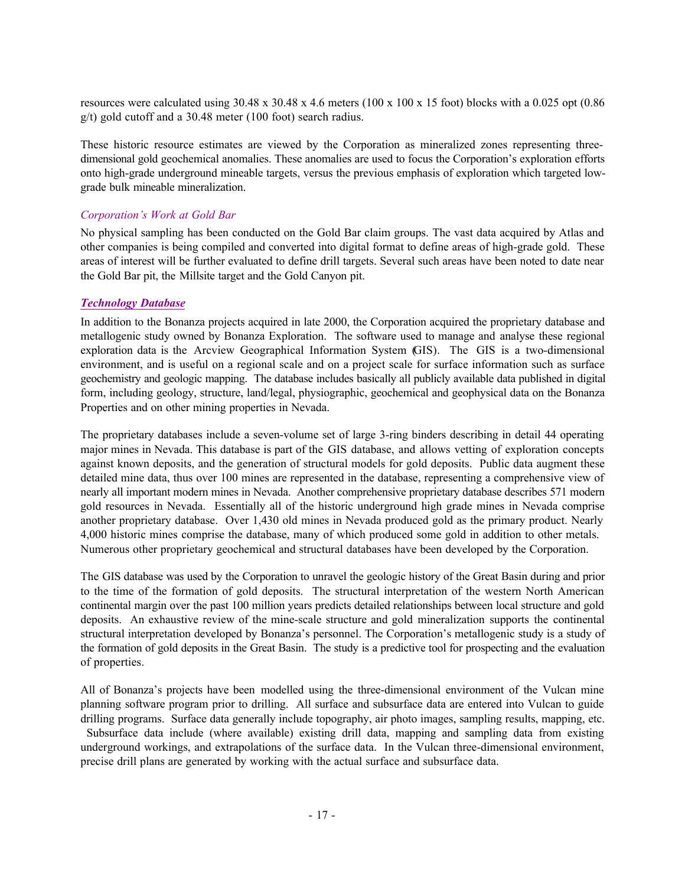resources were calculated using 30.48 x 30.48 x 4.6 meters (100 x 100 x 15 foot) blocks with a 0.025 opt (0.86 g/t) gold cutoff and a 30.48 meter (100 foot) search radius.

These historic resource estimates are viewed by the Corporation as mineralized zones representing three-dimensional gold geochemical anomalies. These anomalies are used to focus the Corporation's exploration efforts onto high-grade underground mineable targets, versus the previous emphasis of exploration which targeted low-grade bulk mineable mineralization.

*Corporation's Work at Gold Bar*

No physical sampling has been conducted on the Gold Bar claim groups. The vast data acquired by Atlas and other companies is being compiled and converted into digital format to define areas of high-grade gold. These areas of interest will be further evaluated to define drill targets. Several such areas have been noted to date near the Gold Bar pit, the Millsite target and the Gold Canyon pit.

***Technology Database***

In addition to the Bonanza projects acquired in late 2000, the Corporation acquired the proprietary database and metallogenic study owned by Bonanza Exploration. The software used to manage and analyse these regional exploration data is the Arcview Geographical Information System (GIS). The GIS is a two-dimensional environment, and is useful on a regional scale and on a project scale for surface information such as surface geochemistry and geologic mapping. The database includes basically all publicly available data published in digital form, including geology, structure, land/legal, physiographic, geochemical and geophysical data on the Bonanza Properties and on other mining properties in Nevada.

The proprietary databases include a seven-volume set of large 3-ring binders describing in detail 44 operating major mines in Nevada. This database is part of the GIS database, and allows vetting of exploration concepts against known deposits, and the generation of structural models for gold deposits. Public data augment these detailed mine data, thus over 100 mines are represented in the database, representing a comprehensive view of nearly all important modern mines in Nevada. Another comprehensive proprietary database describes 571 modern gold resources in Nevada. Essentially all of the historic underground high grade mines in Nevada comprise another proprietary database. Over 1,430 old mines in Nevada produced gold as the primary product. Nearly 4,000 historic mines comprise the database, many of which produced some gold in addition to other metals. Numerous other proprietary geochemical and structural databases have been developed by the Corporation.

The GIS database was used by the Corporation to unravel the geologic history of the Great Basin during and prior to the time of the formation of gold deposits. The structural interpretation of the western North American continental margin over the past 100 million years predicts detailed relationships between local structure and gold deposits. An exhaustive review of the mine-scale structure and gold mineralization supports the continental structural interpretation developed by Bonanza's personnel. The Corporation's metallogenic study is a study of the formation of gold deposits in the Great Basin. The study is a predictive tool for prospecting and the evaluation of properties.

All of Bonanza's projects have been modelled using the three-dimensional environment of the Vulcan mine planning software program prior to drilling. All surface and subsurface data are entered into Vulcan to guide drilling programs. Surface data generally include topography, air photo images, sampling results, mapping, etc. Subsurface data include (where available) existing drill data, mapping and sampling data from existing underground workings, and extrapolations of the surface data. In the Vulcan three-dimensional environment, precise drill plans are generated by working with the actual surface and subsurface data.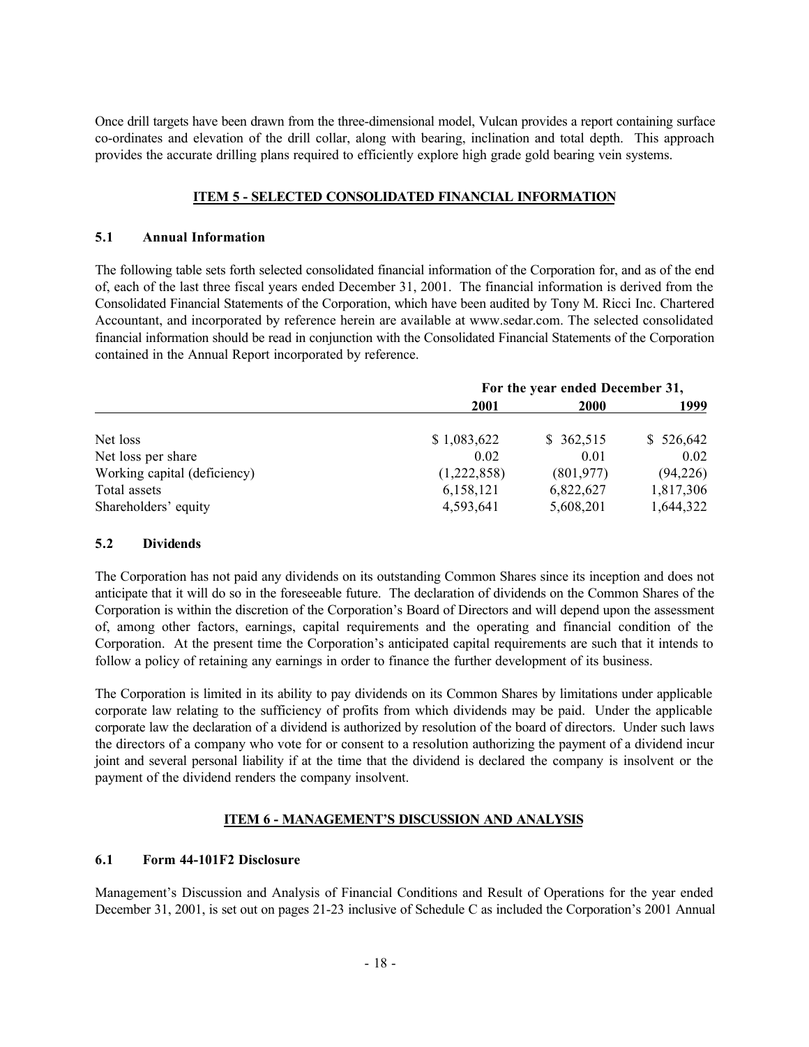Once drill targets have been drawn from the three-dimensional model, Vulcan provides a report containing surface co-ordinates and elevation of the drill collar, along with bearing, inclination and total depth. This approach provides the accurate drilling plans required to efficiently explore high grade gold bearing vein systems.

## ITEM 5 - SELECTED CONSOLIDATED FINANCIAL INFORMATION

### 5.1 Annual Information

The following table sets forth selected consolidated financial information of the Corporation for, and as of the end of, each of the last three fiscal years ended December 31, 2001. The financial information is derived from the Consolidated Financial Statements of the Corporation, which have been audited by Tony M. Ricci Inc. Chartered Accountant, and incorporated by reference herein are available at www.sedar.com. The selected consolidated financial information should be read in conjunction with the Consolidated Financial Statements of the Corporation contained in the Annual Report incorporated by reference.

| | For the year ended December 31, | | |
|---|---|---|---|
| | **2001** | **2000** | **1999** |
| Net loss | $ 1,083,622 | $ 362,515 | $ 526,642 |
| Net loss per share | 0.02 | 0.01 | 0.02 |
| Working capital (deficiency) | (1,222,858) | (801,977) | (94,226) |
| Total assets | 6,158,121 | 6,822,627 | 1,817,306 |
| Shareholders' equity | 4,593,641 | 5,608,201 | 1,644,322 |

### 5.2 Dividends

The Corporation has not paid any dividends on its outstanding Common Shares since its inception and does not anticipate that it will do so in the foreseeable future. The declaration of dividends on the Common Shares of the Corporation is within the discretion of the Corporation's Board of Directors and will depend upon the assessment of, among other factors, earnings, capital requirements and the operating and financial condition of the Corporation. At the present time the Corporation's anticipated capital requirements are such that it intends to follow a policy of retaining any earnings in order to finance the further development of its business.

The Corporation is limited in its ability to pay dividends on its Common Shares by limitations under applicable corporate law relating to the sufficiency of profits from which dividends may be paid. Under the applicable corporate law the declaration of a dividend is authorized by resolution of the board of directors. Under such laws the directors of a company who vote for or consent to a resolution authorizing the payment of a dividend incur joint and several personal liability if at the time that the dividend is declared the company is insolvent or the payment of the dividend renders the company insolvent.

## ITEM 6 - MANAGEMENT'S DISCUSSION AND ANALYSIS

### 6.1 Form 44-101F2 Disclosure

Management's Discussion and Analysis of Financial Conditions and Result of Operations for the year ended December 31, 2001, is set out on pages 21-23 inclusive of Schedule C as included the Corporation's 2001 Annual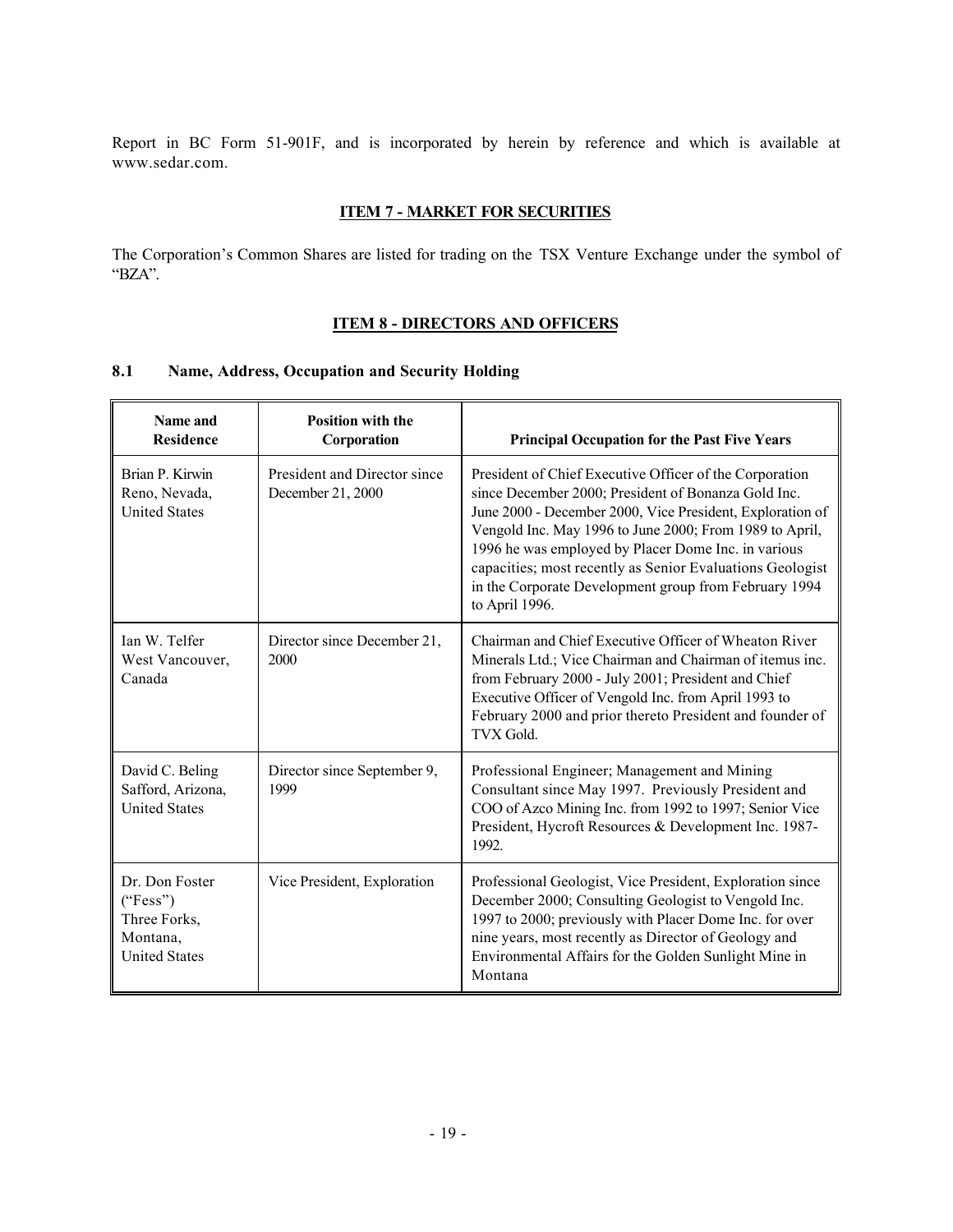Report in BC Form 51-901F, and is incorporated by herein by reference and which is available at www.sedar.com.

## ITEM 7 - MARKET FOR SECURITIES

The Corporation's Common Shares are listed for trading on the TSX Venture Exchange under the symbol of "BZA".

## ITEM 8 - DIRECTORS AND OFFICERS

### 8.1 Name, Address, Occupation and Security Holding

| Name and Residence | Position with the Corporation | Principal Occupation for the Past Five Years |
|---|---|---|
| Brian P. Kirwin<br>Reno, Nevada,<br>United States | President and Director since December 21, 2000 | President of Chief Executive Officer of the Corporation since December 2000; President of Bonanza Gold Inc. June 2000 - December 2000, Vice President, Exploration of Vengold Inc. May 1996 to June 2000; From 1989 to April, 1996 he was employed by Placer Dome Inc. in various capacities; most recently as Senior Evaluations Geologist in the Corporate Development group from February 1994 to April 1996. |
| Ian W. Telfer<br>West Vancouver,<br>Canada | Director since December 21, 2000 | Chairman and Chief Executive Officer of Wheaton River Minerals Ltd.; Vice Chairman and Chairman of itemus inc. from February 2000 - July 2001; President and Chief Executive Officer of Vengold Inc. from April 1993 to February 2000 and prior thereto President and founder of TVX Gold. |
| David C. Beling<br>Safford, Arizona,<br>United States | Director since September 9, 1999 | Professional Engineer; Management and Mining Consultant since May 1997. Previously President and COO of Azco Mining Inc. from 1992 to 1997; Senior Vice President, Hycroft Resources & Development Inc. 1987-1992. |
| Dr. Don Foster<br>("Fess")<br>Three Forks,<br>Montana,<br>United States | Vice President, Exploration | Professional Geologist, Vice President, Exploration since December 2000; Consulting Geologist to Vengold Inc. 1997 to 2000; previously with Placer Dome Inc. for over nine years, most recently as Director of Geology and Environmental Affairs for the Golden Sunlight Mine in Montana |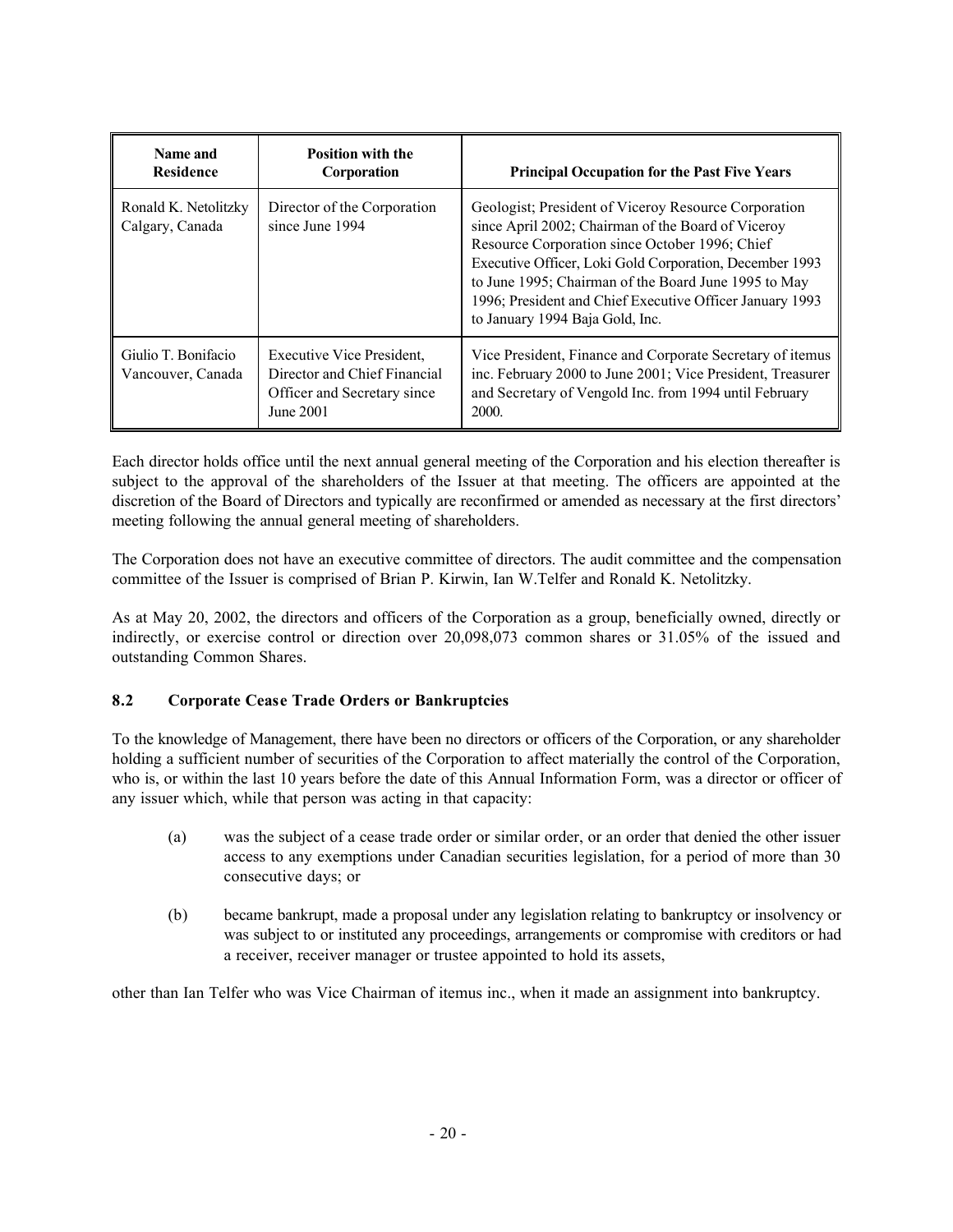| Name and Residence | Position with the Corporation | Principal Occupation for the Past Five Years |
|---|---|---|
| Ronald K. Netolitzky Calgary, Canada | Director of the Corporation since June 1994 | Geologist; President of Viceroy Resource Corporation since April 2002; Chairman of the Board of Viceroy Resource Corporation since October 1996; Chief Executive Officer, Loki Gold Corporation, December 1993 to June 1995; Chairman of the Board June 1995 to May 1996; President and Chief Executive Officer January 1993 to January 1994 Baja Gold, Inc. |
| Giulio T. Bonifacio Vancouver, Canada | Executive Vice President, Director and Chief Financial Officer and Secretary since June 2001 | Vice President, Finance and Corporate Secretary of itemus inc. February 2000 to June 2001; Vice President, Treasurer and Secretary of Vengold Inc. from 1994 until February 2000. |

Each director holds office until the next annual general meeting of the Corporation and his election thereafter is subject to the approval of the shareholders of the Issuer at that meeting. The officers are appointed at the discretion of the Board of Directors and typically are reconfirmed or amended as necessary at the first directors' meeting following the annual general meeting of shareholders.

The Corporation does not have an executive committee of directors. The audit committee and the compensation committee of the Issuer is comprised of Brian P. Kirwin, Ian W.Telfer and Ronald K. Netolitzky.

As at May 20, 2002, the directors and officers of the Corporation as a group, beneficially owned, directly or indirectly, or exercise control or direction over 20,098,073 common shares or 31.05% of the issued and outstanding Common Shares.

### 8.2 Corporate Cease Trade Orders or Bankruptcies

To the knowledge of Management, there have been no directors or officers of the Corporation, or any shareholder holding a sufficient number of securities of the Corporation to affect materially the control of the Corporation, who is, or within the last 10 years before the date of this Annual Information Form, was a director or officer of any issuer which, while that person was acting in that capacity:

(a) was the subject of a cease trade order or similar order, or an order that denied the other issuer access to any exemptions under Canadian securities legislation, for a period of more than 30 consecutive days; or

(b) became bankrupt, made a proposal under any legislation relating to bankruptcy or insolvency or was subject to or instituted any proceedings, arrangements or compromise with creditors or had a receiver, receiver manager or trustee appointed to hold its assets,

other than Ian Telfer who was Vice Chairman of itemus inc., when it made an assignment into bankruptcy.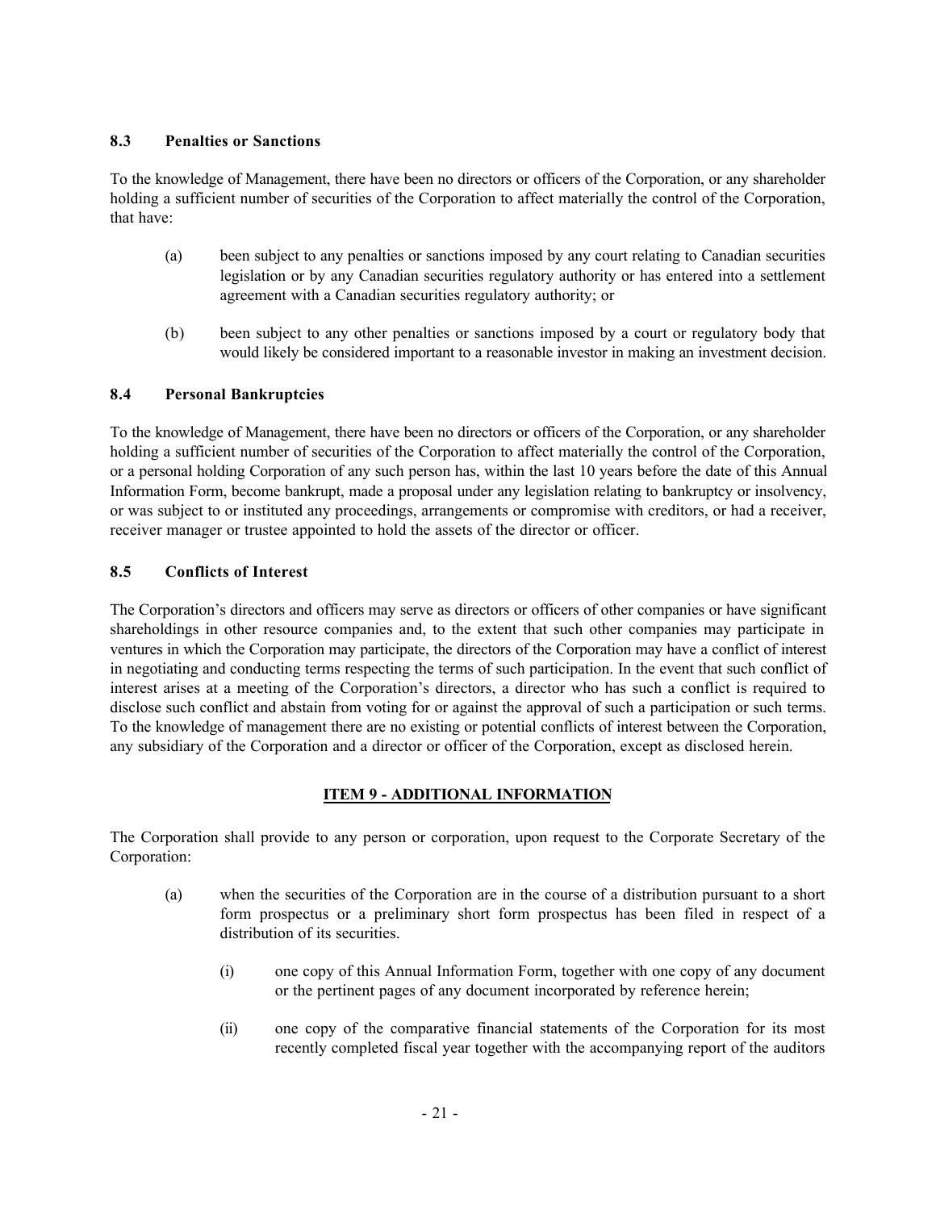### 8.3 Penalties or Sanctions

To the knowledge of Management, there have been no directors or officers of the Corporation, or any shareholder holding a sufficient number of securities of the Corporation to affect materially the control of the Corporation, that have:

(a) been subject to any penalties or sanctions imposed by any court relating to Canadian securities legislation or by any Canadian securities regulatory authority or has entered into a settlement agreement with a Canadian securities regulatory authority; or

(b) been subject to any other penalties or sanctions imposed by a court or regulatory body that would likely be considered important to a reasonable investor in making an investment decision.

### 8.4 Personal Bankruptcies

To the knowledge of Management, there have been no directors or officers of the Corporation, or any shareholder holding a sufficient number of securities of the Corporation to affect materially the control of the Corporation, or a personal holding Corporation of any such person has, within the last 10 years before the date of this Annual Information Form, become bankrupt, made a proposal under any legislation relating to bankruptcy or insolvency, or was subject to or instituted any proceedings, arrangements or compromise with creditors, or had a receiver, receiver manager or trustee appointed to hold the assets of the director or officer.

### 8.5 Conflicts of Interest

The Corporation's directors and officers may serve as directors or officers of other companies or have significant shareholdings in other resource companies and, to the extent that such other companies may participate in ventures in which the Corporation may participate, the directors of the Corporation may have a conflict of interest in negotiating and conducting terms respecting the terms of such participation. In the event that such conflict of interest arises at a meeting of the Corporation's directors, a director who has such a conflict is required to disclose such conflict and abstain from voting for or against the approval of such a participation or such terms. To the knowledge of management there are no existing or potential conflicts of interest between the Corporation, any subsidiary of the Corporation and a director or officer of the Corporation, except as disclosed herein.

## ITEM 9 - ADDITIONAL INFORMATION

The Corporation shall provide to any person or corporation, upon request to the Corporate Secretary of the Corporation:

(a) when the securities of the Corporation are in the course of a distribution pursuant to a short form prospectus or a preliminary short form prospectus has been filed in respect of a distribution of its securities.

   (i) one copy of this Annual Information Form, together with one copy of any document or the pertinent pages of any document incorporated by reference herein;

   (ii) one copy of the comparative financial statements of the Corporation for its most recently completed fiscal year together with the accompanying report of the auditors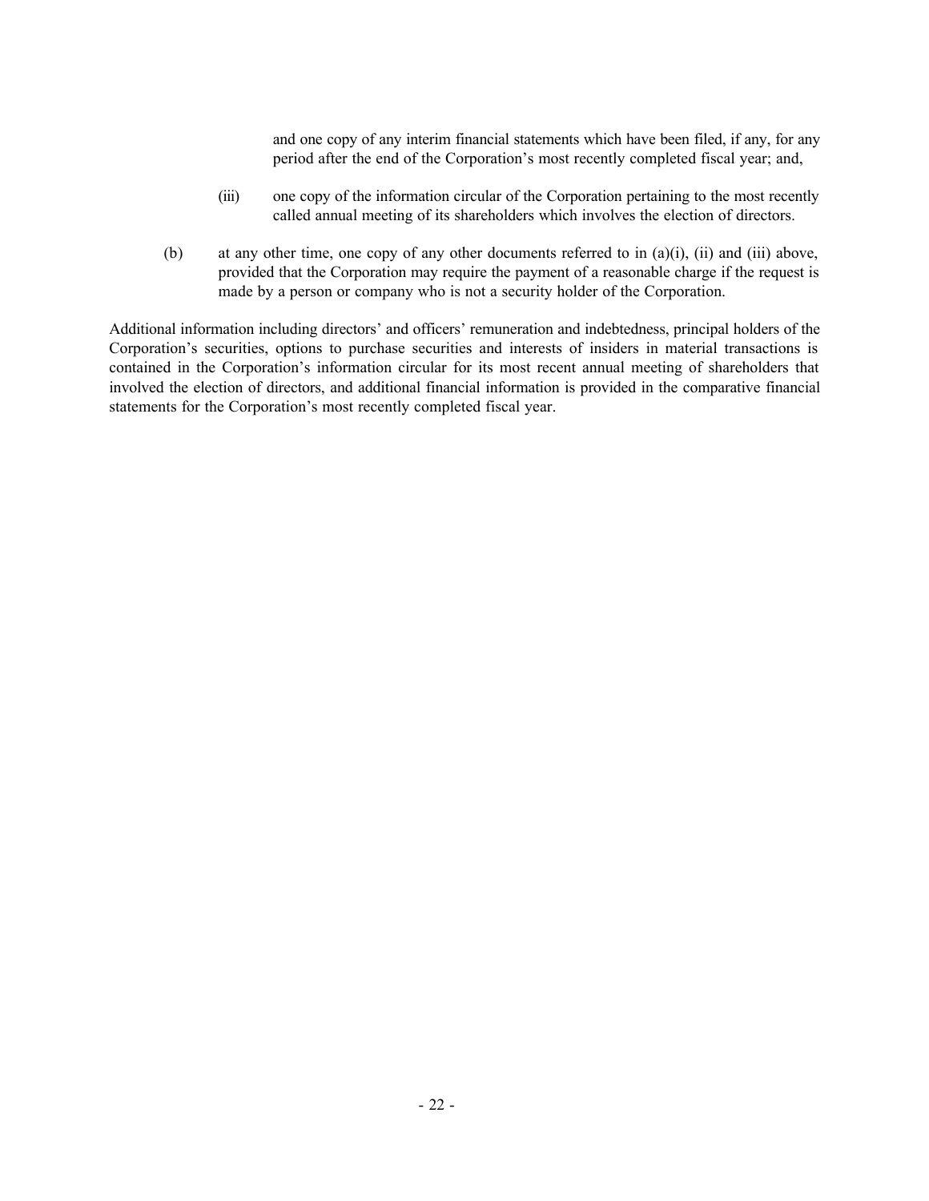and one copy of any interim financial statements which have been filed, if any, for any period after the end of the Corporation's most recently completed fiscal year; and,

(iii) one copy of the information circular of the Corporation pertaining to the most recently called annual meeting of its shareholders which involves the election of directors.

(b) at any other time, one copy of any other documents referred to in (a)(i), (ii) and (iii) above, provided that the Corporation may require the payment of a reasonable charge if the request is made by a person or company who is not a security holder of the Corporation.

Additional information including directors' and officers' remuneration and indebtedness, principal holders of the Corporation's securities, options to purchase securities and interests of insiders in material transactions is contained in the Corporation's information circular for its most recent annual meeting of shareholders that involved the election of directors, and additional financial information is provided in the comparative financial statements for the Corporation's most recently completed fiscal year.